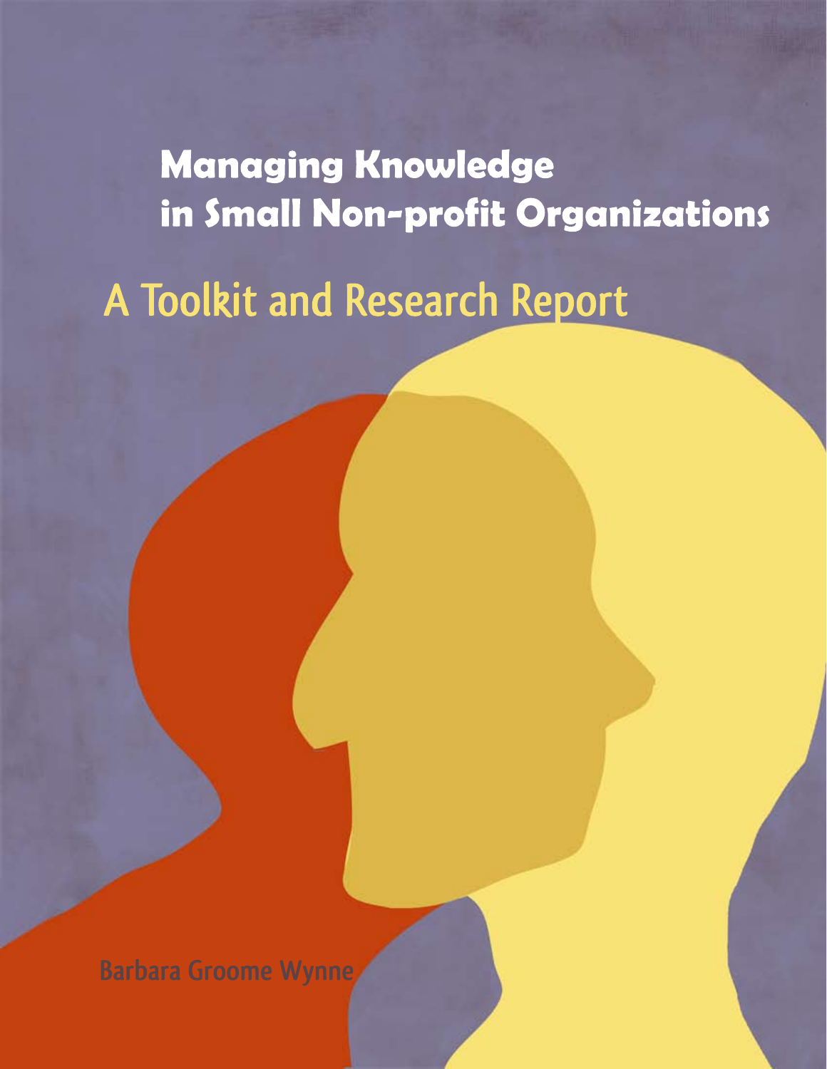# Managing Knowledge in Small Non-profit Organizations

## A Toolkit and Research Report

Barbara Groome Wynne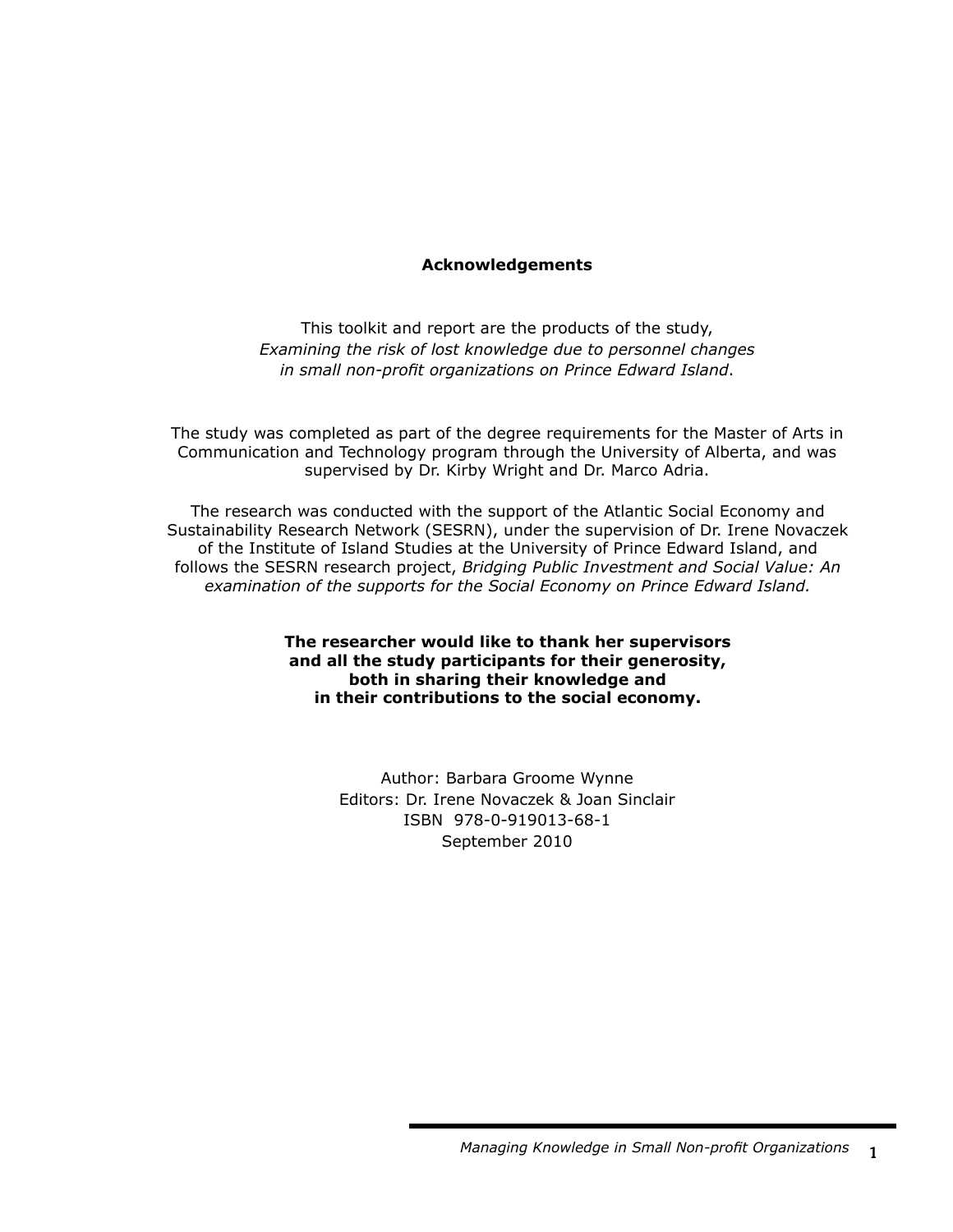## Acknowledgements

This toolkit and report are the products of the study, *Examining the risk of lost knowledge due to personnel changes in small non-profit organizations on Prince Edward Island*.

The study was completed as part of the degree requirements for the Master of Arts in Communication and Technology program through the University of Alberta, and was supervised by Dr. Kirby Wright and Dr. Marco Adria.

The research was conducted with the support of the Atlantic Social Economy and Sustainability Research Network (SESRN), under the supervision of Dr. Irene Novaczek of the Institute of Island Studies at the University of Prince Edward Island, and follows the SESRN research project, *Bridging Public Investment and Social Value: An examination of the supports for the Social Economy on Prince Edward Island.*

**The researcher would like to thank her supervisors and all the study participants for their generosity, both in sharing their knowledge and in their contributions to the social economy.**

Author: Barbara Groome Wynne
Editors: Dr. Irene Novaczek & Joan Sinclair
ISBN 978-0-919013-68-1
September 2010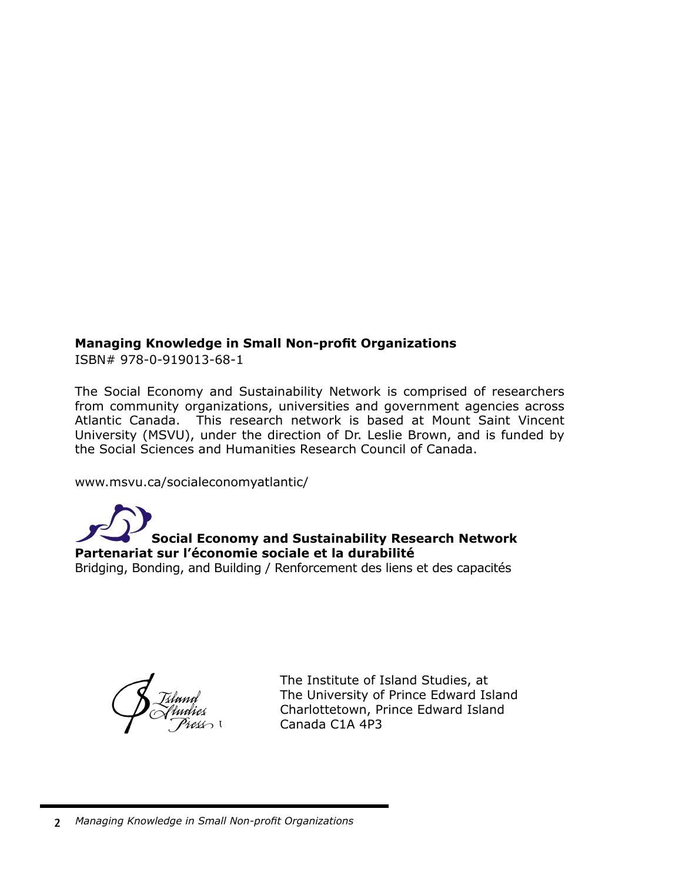**Managing Knowledge in Small Non-profit Organizations**
ISBN# 978-0-919013-68-1

The Social Economy and Sustainability Network is comprised of researchers from community organizations, universities and government agencies across Atlantic Canada. This research network is based at Mount Saint Vincent University (MSVU), under the direction of Dr. Leslie Brown, and is funded by the Social Sciences and Humanities Research Council of Canada.

www.msvu.ca/socialeconomyatlantic/

**Social Economy and Sustainability Research Network**
**Partenariat sur l'économie sociale et la durabilité**
Bridging, Bonding, and Building / Renforcement des liens et des capacités

Island Studies Press

The Institute of Island Studies, at
The University of Prince Edward Island
Charlottetown, Prince Edward Island
Canada C1A 4P3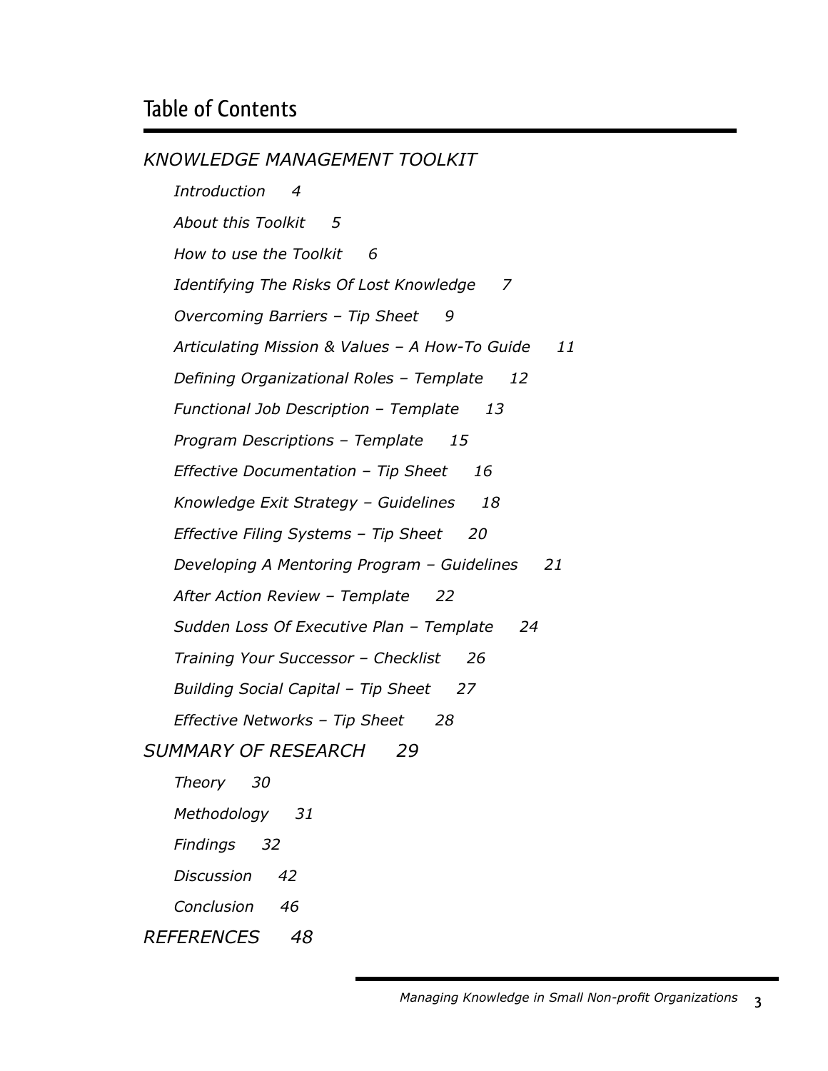# Table of Contents

*KNOWLEDGE MANAGEMENT TOOLKIT*

- *Introduction 4*
- *About this Toolkit 5*
- *How to use the Toolkit 6*
- *Identifying The Risks Of Lost Knowledge 7*
- *Overcoming Barriers – Tip Sheet 9*
- *Articulating Mission & Values – A How-To Guide 11*
- *Defining Organizational Roles – Template 12*
- *Functional Job Description – Template 13*
- *Program Descriptions – Template 15*
- *Effective Documentation – Tip Sheet 16*
- *Knowledge Exit Strategy – Guidelines 18*
- *Effective Filing Systems – Tip Sheet 20*
- *Developing A Mentoring Program – Guidelines 21*
- *After Action Review – Template 22*
- *Sudden Loss Of Executive Plan – Template 24*
- *Training Your Successor – Checklist 26*
- *Building Social Capital – Tip Sheet 27*
- *Effective Networks – Tip Sheet 28*

*SUMMARY OF RESEARCH 29*

- *Theory 30*
- *Methodology 31*
- *Findings 32*
- *Discussion 42*
- *Conclusion 46*

*REFERENCES 48*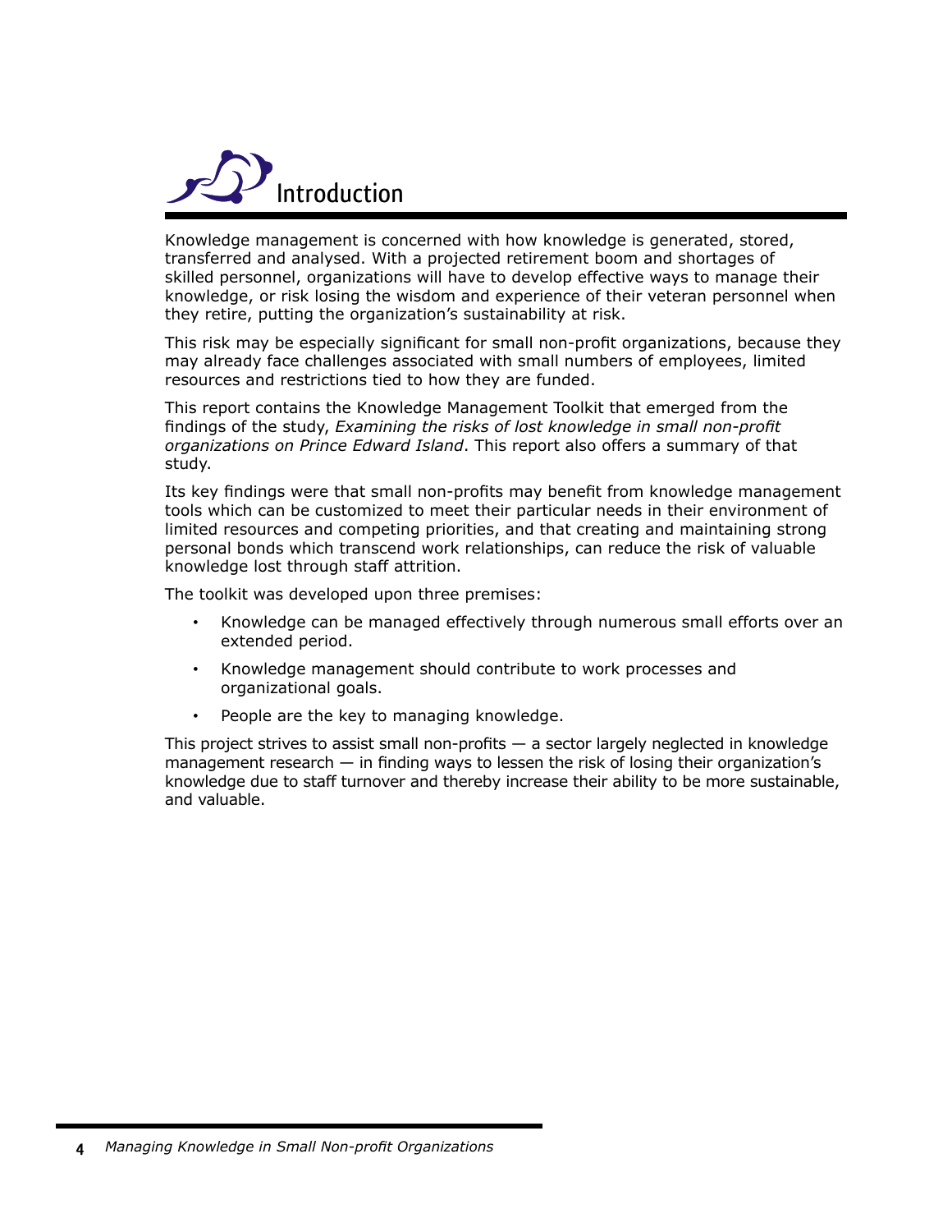# Introduction

Knowledge management is concerned with how knowledge is generated, stored, transferred and analysed. With a projected retirement boom and shortages of skilled personnel, organizations will have to develop effective ways to manage their knowledge, or risk losing the wisdom and experience of their veteran personnel when they retire, putting the organization's sustainability at risk.

This risk may be especially significant for small non-profit organizations, because they may already face challenges associated with small numbers of employees, limited resources and restrictions tied to how they are funded.

This report contains the Knowledge Management Toolkit that emerged from the findings of the study, *Examining the risks of lost knowledge in small non-profit organizations on Prince Edward Island*. This report also offers a summary of that study.

Its key findings were that small non-profits may benefit from knowledge management tools which can be customized to meet their particular needs in their environment of limited resources and competing priorities, and that creating and maintaining strong personal bonds which transcend work relationships, can reduce the risk of valuable knowledge lost through staff attrition.

The toolkit was developed upon three premises:

- Knowledge can be managed effectively through numerous small efforts over an extended period.
- Knowledge management should contribute to work processes and organizational goals.
- People are the key to managing knowledge.

This project strives to assist small non-profits — a sector largely neglected in knowledge management research — in finding ways to lessen the risk of losing their organization's knowledge due to staff turnover and thereby increase their ability to be more sustainable, and valuable.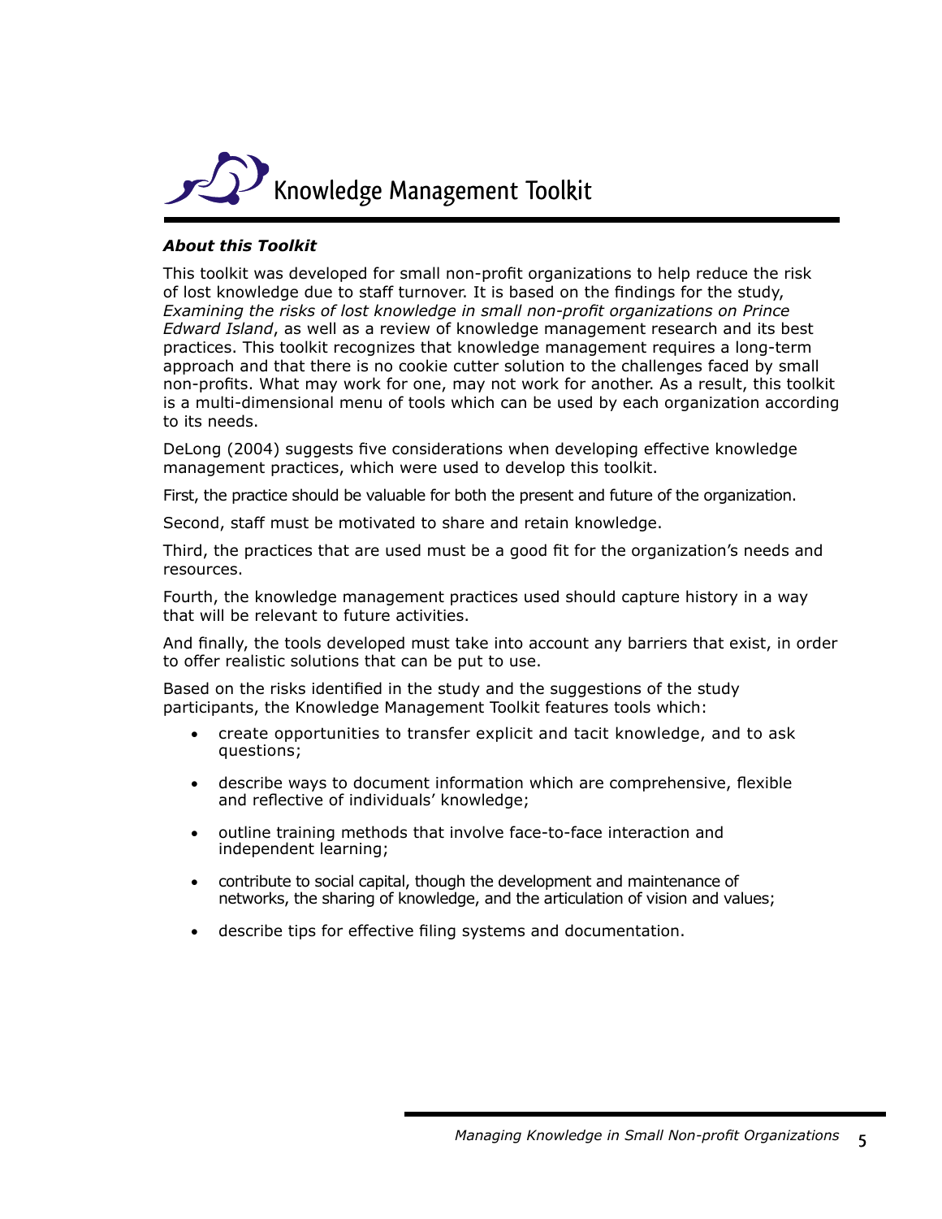# Knowledge Management Toolkit

***About this Toolkit***

This toolkit was developed for small non-profit organizations to help reduce the risk of lost knowledge due to staff turnover. It is based on the findings for the study, *Examining the risks of lost knowledge in small non-profit organizations on Prince Edward Island*, as well as a review of knowledge management research and its best practices. This toolkit recognizes that knowledge management requires a long-term approach and that there is no cookie cutter solution to the challenges faced by small non-profits. What may work for one, may not work for another. As a result, this toolkit is a multi-dimensional menu of tools which can be used by each organization according to its needs.

DeLong (2004) suggests five considerations when developing effective knowledge management practices, which were used to develop this toolkit.

First, the practice should be valuable for both the present and future of the organization.

Second, staff must be motivated to share and retain knowledge.

Third, the practices that are used must be a good fit for the organization's needs and resources.

Fourth, the knowledge management practices used should capture history in a way that will be relevant to future activities.

And finally, the tools developed must take into account any barriers that exist, in order to offer realistic solutions that can be put to use.

Based on the risks identified in the study and the suggestions of the study participants, the Knowledge Management Toolkit features tools which:

- create opportunities to transfer explicit and tacit knowledge, and to ask questions;
- describe ways to document information which are comprehensive, flexible and reflective of individuals' knowledge;
- outline training methods that involve face-to-face interaction and independent learning;
- contribute to social capital, though the development and maintenance of networks, the sharing of knowledge, and the articulation of vision and values;
- describe tips for effective filing systems and documentation.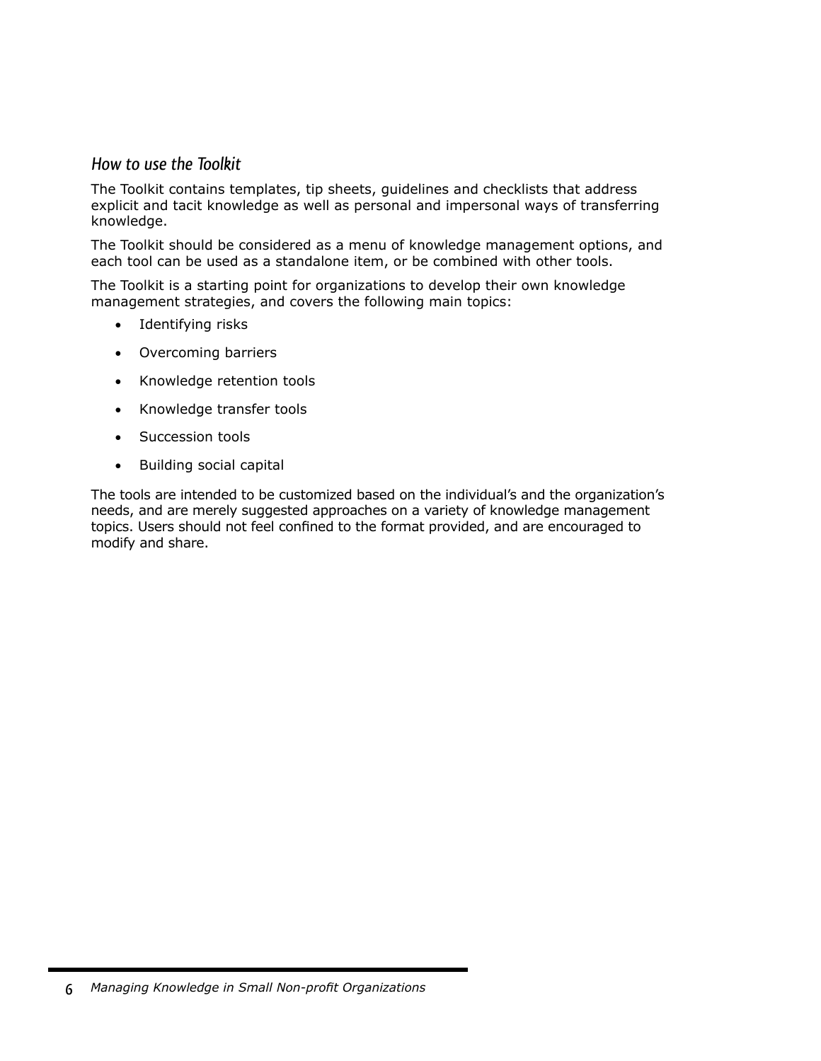## *How to use the Toolkit*

The Toolkit contains templates, tip sheets, guidelines and checklists that address explicit and tacit knowledge as well as personal and impersonal ways of transferring knowledge.

The Toolkit should be considered as a menu of knowledge management options, and each tool can be used as a standalone item, or be combined with other tools.

The Toolkit is a starting point for organizations to develop their own knowledge management strategies, and covers the following main topics:

- Identifying risks
- Overcoming barriers
- Knowledge retention tools
- Knowledge transfer tools
- Succession tools
- Building social capital

The tools are intended to be customized based on the individual's and the organization's needs, and are merely suggested approaches on a variety of knowledge management topics. Users should not feel confined to the format provided, and are encouraged to modify and share.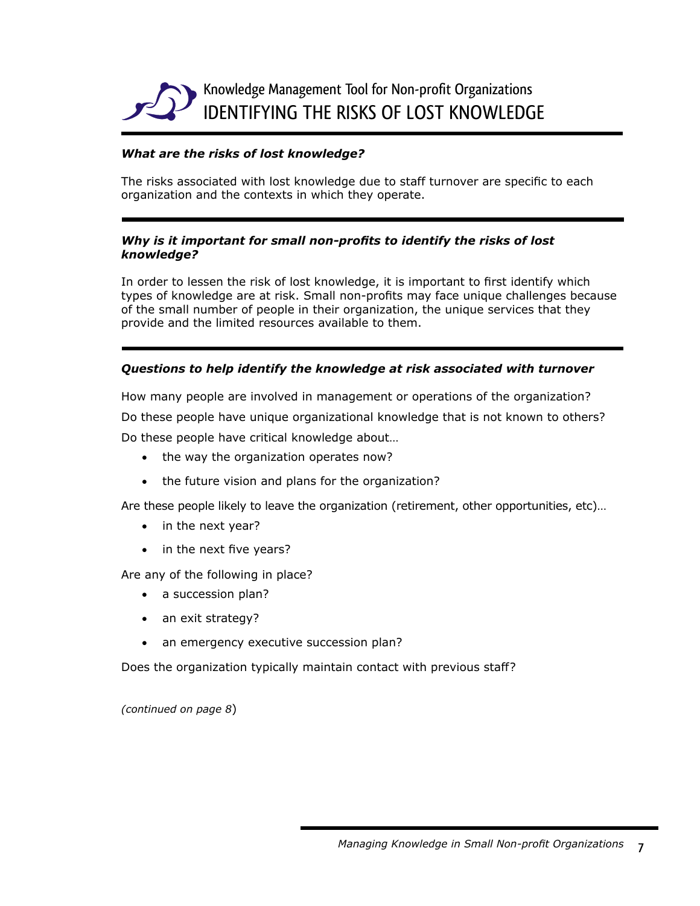# Knowledge Management Tool for Non-profit Organizations

## IDENTIFYING THE RISKS OF LOST KNOWLEDGE

***What are the risks of lost knowledge?***

The risks associated with lost knowledge due to staff turnover are specific to each organization and the contexts in which they operate.

***Why is it important for small non-profits to identify the risks of lost knowledge?***

In order to lessen the risk of lost knowledge, it is important to first identify which types of knowledge are at risk. Small non-profits may face unique challenges because of the small number of people in their organization, the unique services that they provide and the limited resources available to them.

***Questions to help identify the knowledge at risk associated with turnover***

How many people are involved in management or operations of the organization?

Do these people have unique organizational knowledge that is not known to others?

Do these people have critical knowledge about…

- the way the organization operates now?
- the future vision and plans for the organization?

Are these people likely to leave the organization (retirement, other opportunities, etc)…

- in the next year?
- in the next five years?

Are any of the following in place?

- a succession plan?
- an exit strategy?
- an emergency executive succession plan?

Does the organization typically maintain contact with previous staff?

*(continued on page 8)*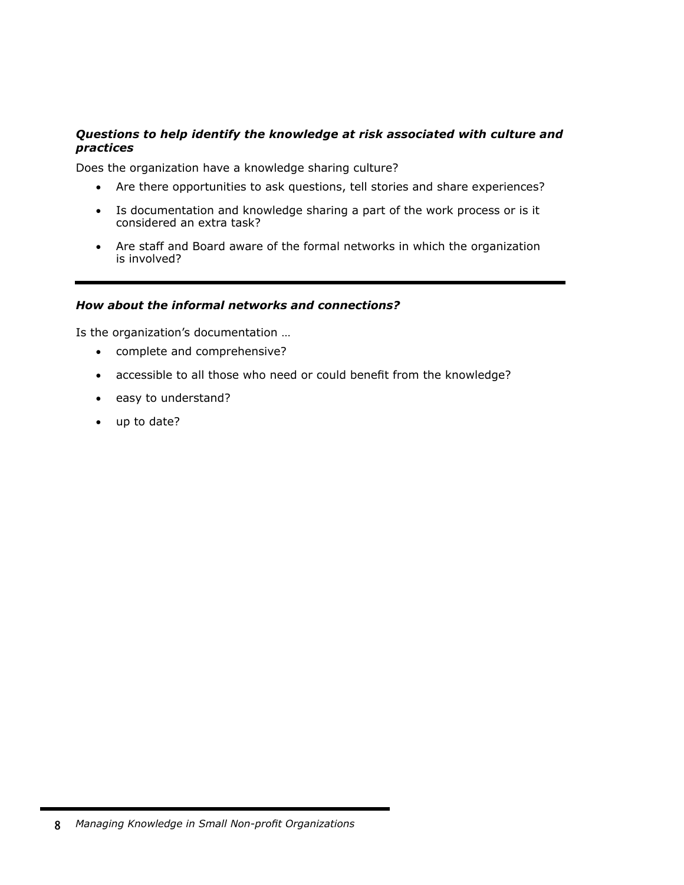***Questions to help identify the knowledge at risk associated with culture and practices***

Does the organization have a knowledge sharing culture?

- Are there opportunities to ask questions, tell stories and share experiences?
- Is documentation and knowledge sharing a part of the work process or is it considered an extra task?
- Are staff and Board aware of the formal networks in which the organization is involved?

---

***How about the informal networks and connections?***

Is the organization's documentation …

- complete and comprehensive?
- accessible to all those who need or could benefit from the knowledge?
- easy to understand?
- up to date?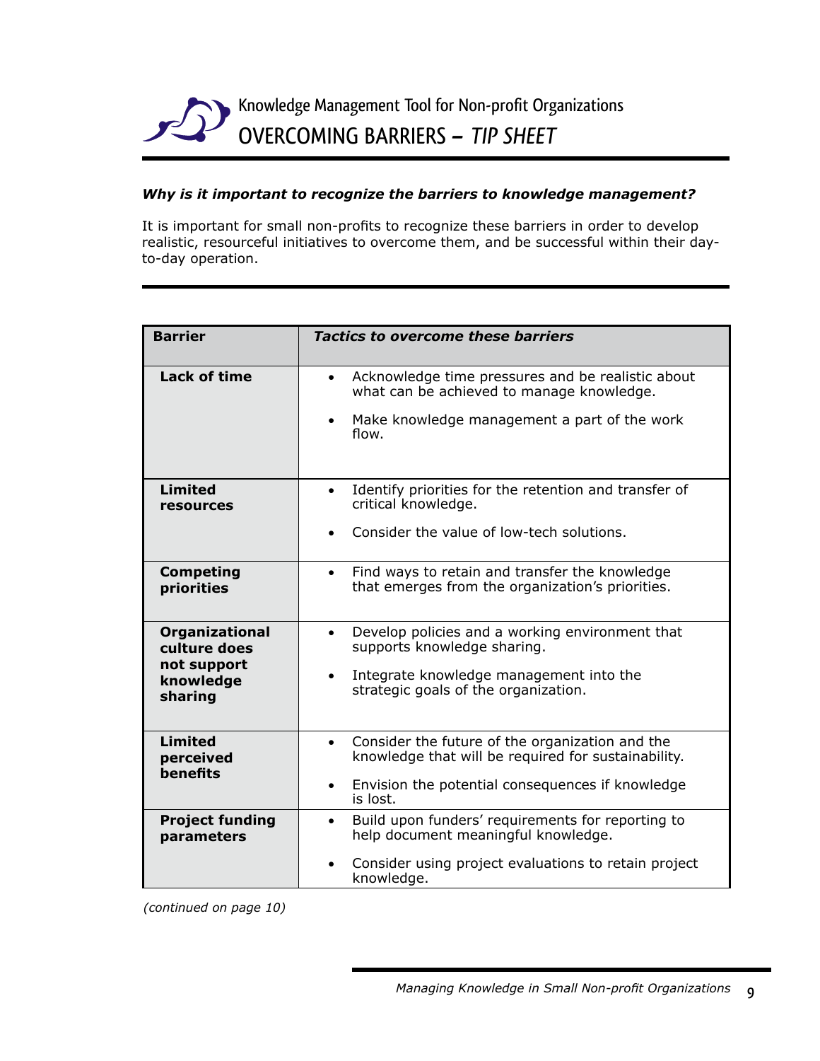Knowledge Management Tool for Non-profit Organizations

# OVERCOMING BARRIERS – *TIP SHEET*

***Why is it important to recognize the barriers to knowledge management?***

It is important for small non-profits to recognize these barriers in order to develop realistic, resourceful initiatives to overcome them, and be successful within their day-to-day operation.

| **Barrier** | ***Tactics to overcome these barriers*** |
|---|---|
| **Lack of time** | • Acknowledge time pressures and be realistic about what can be achieved to manage knowledge.<br>• Make knowledge management a part of the work flow. |
| **Limited resources** | • Identify priorities for the retention and transfer of critical knowledge.<br>• Consider the value of low-tech solutions. |
| **Competing priorities** | • Find ways to retain and transfer the knowledge that emerges from the organization's priorities. |
| **Organizational culture does not support knowledge sharing** | • Develop policies and a working environment that supports knowledge sharing.<br>• Integrate knowledge management into the strategic goals of the organization. |
| **Limited perceived benefits** | • Consider the future of the organization and the knowledge that will be required for sustainability.<br>• Envision the potential consequences if knowledge is lost. |
| **Project funding parameters** | • Build upon funders' requirements for reporting to help document meaningful knowledge.<br>• Consider using project evaluations to retain project knowledge. |

*(continued on page 10)*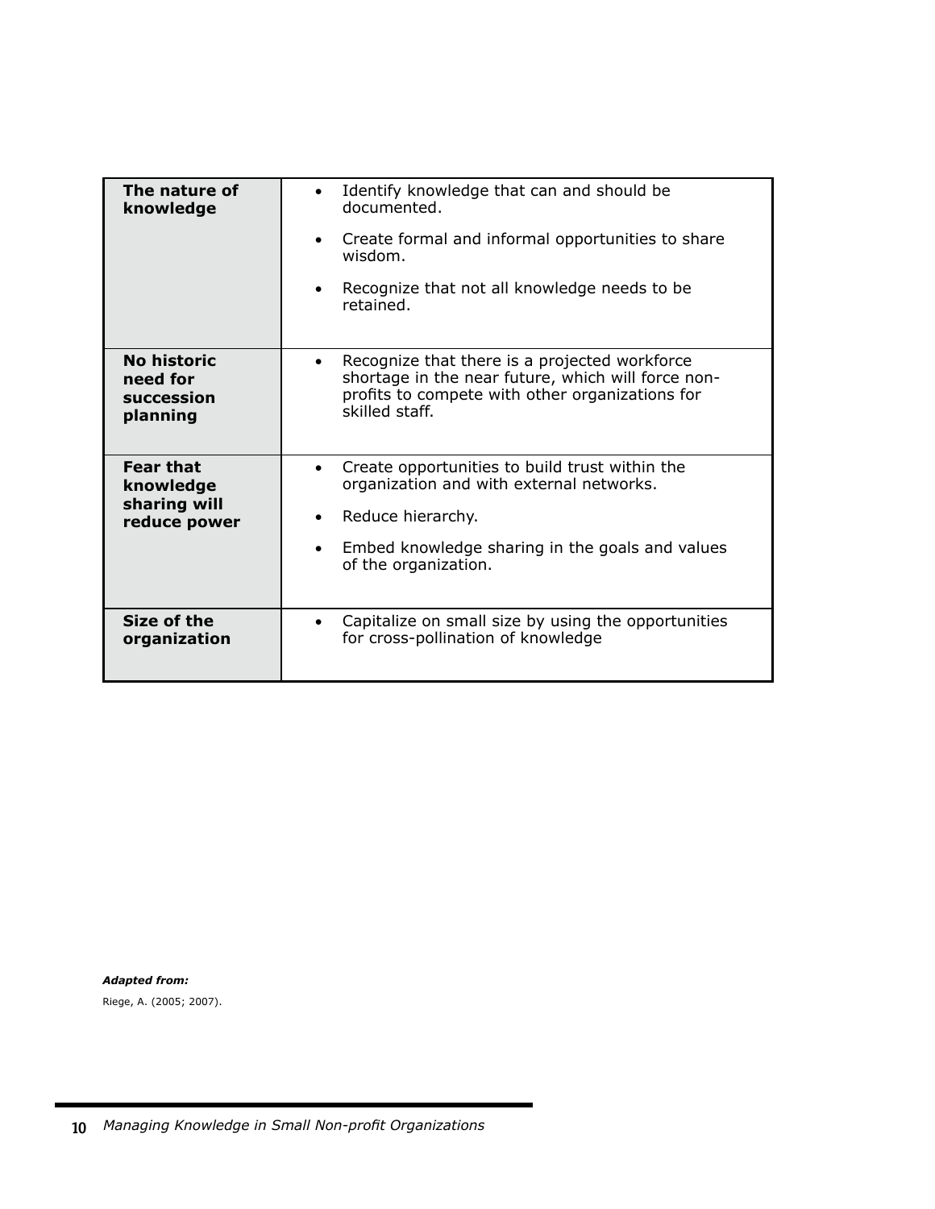| | |
|---|---|
| **The nature of knowledge** | • Identify knowledge that can and should be documented.<br>• Create formal and informal opportunities to share wisdom.<br>• Recognize that not all knowledge needs to be retained. |
| **No historic need for succession planning** | • Recognize that there is a projected workforce shortage in the near future, which will force non-profits to compete with other organizations for skilled staff. |
| **Fear that knowledge sharing will reduce power** | • Create opportunities to build trust within the organization and with external networks.<br>• Reduce hierarchy.<br>• Embed knowledge sharing in the goals and values of the organization. |
| **Size of the organization** | • Capitalize on small size by using the opportunities for cross-pollination of knowledge |

***Adapted from:***

Riege, A. (2005; 2007).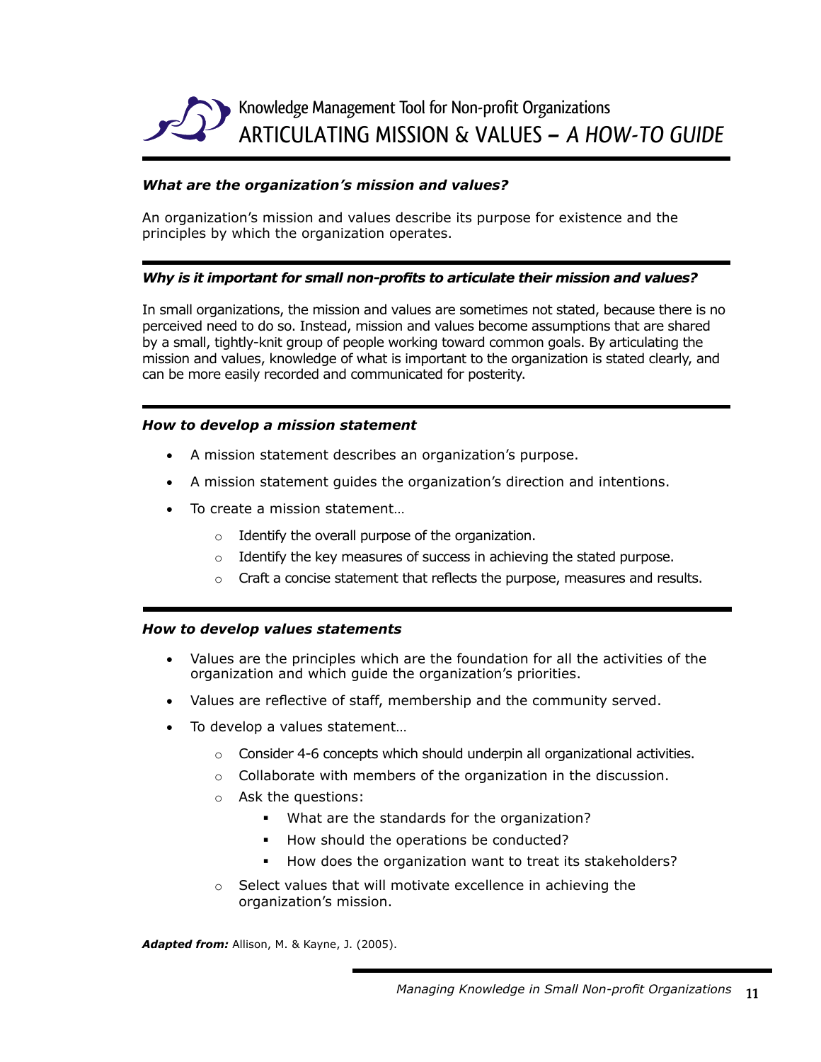Knowledge Management Tool for Non-profit Organizations

# ARTICULATING MISSION & VALUES – *A HOW-TO GUIDE*

***What are the organization's mission and values?***

An organization's mission and values describe its purpose for existence and the principles by which the organization operates.

***Why is it important for small non-profits to articulate their mission and values?***

In small organizations, the mission and values are sometimes not stated, because there is no perceived need to do so. Instead, mission and values become assumptions that are shared by a small, tightly-knit group of people working toward common goals. By articulating the mission and values, knowledge of what is important to the organization is stated clearly, and can be more easily recorded and communicated for posterity.

***How to develop a mission statement***

- A mission statement describes an organization's purpose.
- A mission statement guides the organization's direction and intentions.
- To create a mission statement…
  - Identify the overall purpose of the organization.
  - Identify the key measures of success in achieving the stated purpose.
  - Craft a concise statement that reflects the purpose, measures and results.

***How to develop values statements***

- Values are the principles which are the foundation for all the activities of the organization and which guide the organization's priorities.
- Values are reflective of staff, membership and the community served.
- To develop a values statement…
  - Consider 4-6 concepts which should underpin all organizational activities.
  - Collaborate with members of the organization in the discussion.
  - Ask the questions:
    - What are the standards for the organization?
    - How should the operations be conducted?
    - How does the organization want to treat its stakeholders?
  - Select values that will motivate excellence in achieving the organization's mission.

***Adapted from:*** Allison, M. & Kayne, J. (2005).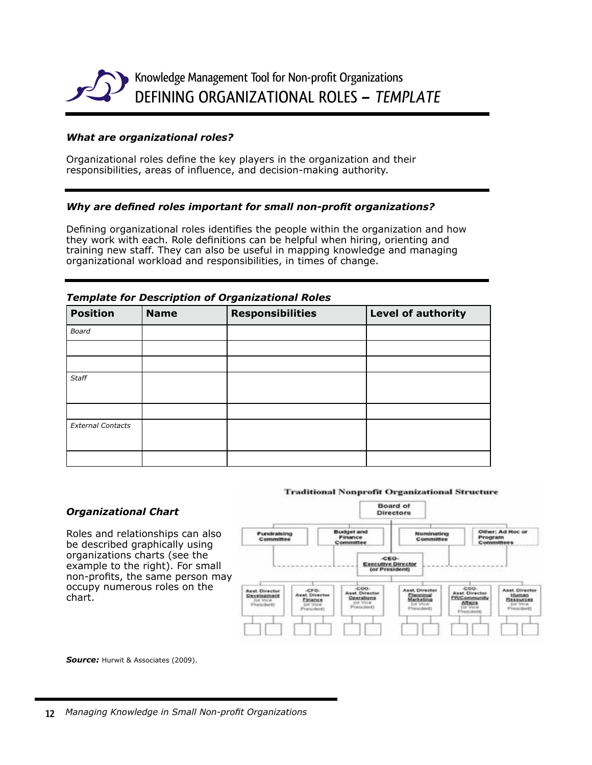# Knowledge Management Tool for Non-profit Organizations

## DEFINING ORGANIZATIONAL ROLES – *TEMPLATE*

***What are organizational roles?***

Organizational roles define the key players in the organization and their responsibilities, areas of influence, and decision-making authority.

***Why are defined roles important for small non-profit organizations?***

Defining organizational roles identifies the people within the organization and how they work with each. Role definitions can be helpful when hiring, orienting and training new staff. They can also be useful in mapping knowledge and managing organizational workload and responsibilities, in times of change.

***Template for Description of Organizational Roles***

| Position | Name | Responsibilities | Level of authority |
|---|---|---|---|
| *Board* | | | |
| | | | |
| | | | |
| *Staff* | | | |
| | | | |
| *External Contacts* | | | |
| | | | |

***Organizational Chart***

Roles and relationships can also be described graphically using organizations charts (see the example to the right). For small non-profits, the same person may occupy numerous roles on the chart.

**Traditional Nonprofit Organizational Structure**

***Source:*** Hurwit & Associates (2009).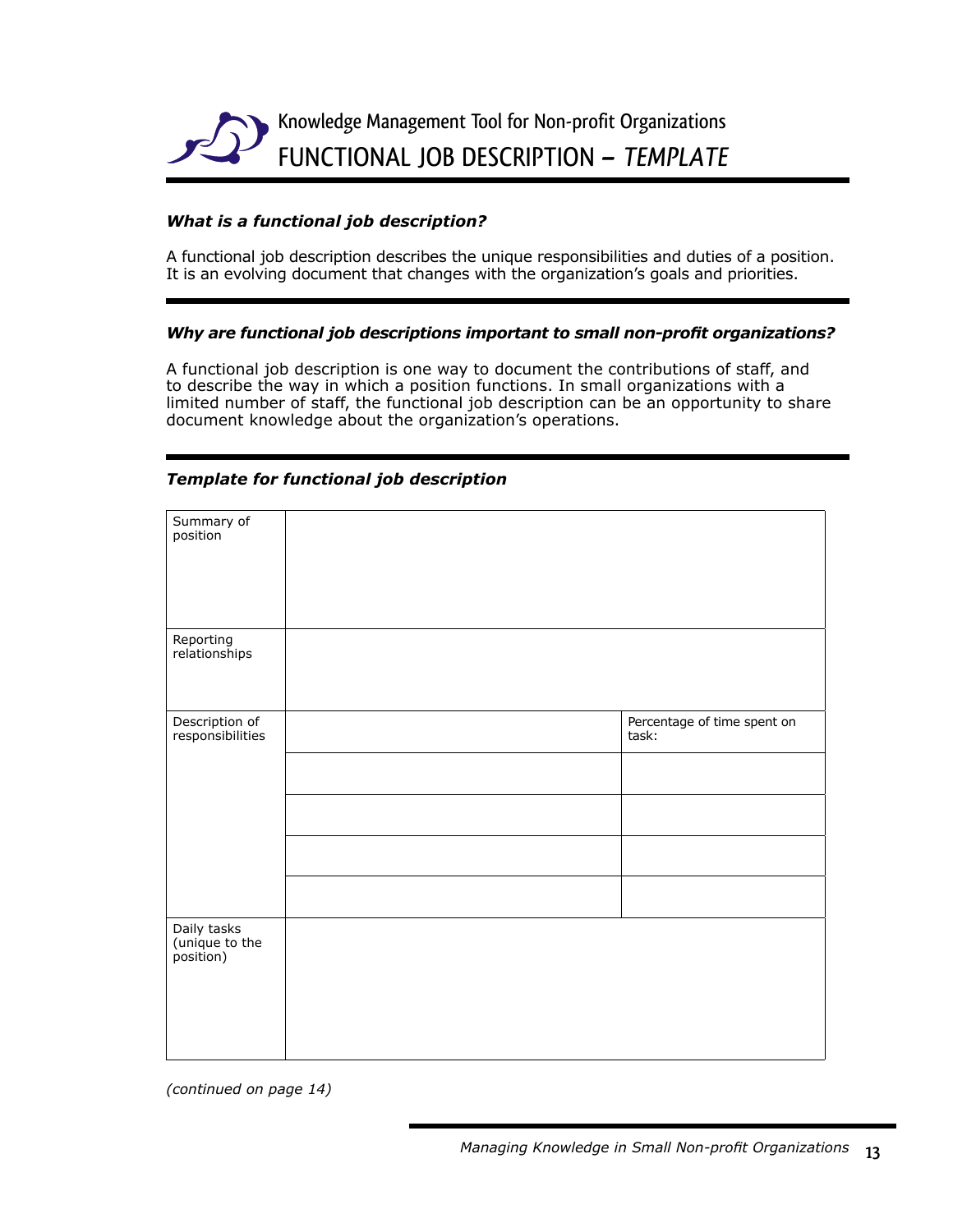# Knowledge Management Tool for Non-profit Organizations

## FUNCTIONAL JOB DESCRIPTION – *TEMPLATE*

***What is a functional job description?***

A functional job description describes the unique responsibilities and duties of a position. It is an evolving document that changes with the organization's goals and priorities.

***Why are functional job descriptions important to small non-profit organizations?***

A functional job description is one way to document the contributions of staff, and to describe the way in which a position functions. In small organizations with a limited number of staff, the functional job description can be an opportunity to share document knowledge about the organization's operations.

***Template for functional job description***

| | | |
|---|---|---|
| Summary of position | | |
| Reporting relationships | | |
| Description of responsibilities | | Percentage of time spent on task: |
| | | |
| | | |
| | | |
| | | |
| Daily tasks (unique to the position) | | |

*(continued on page 14)*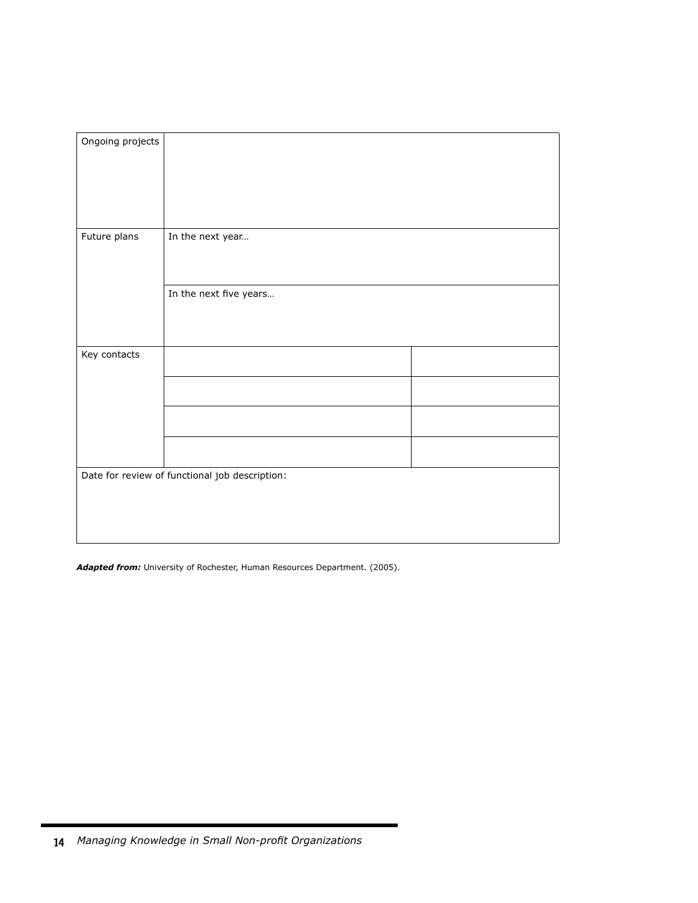| Ongoing projects | | |
|---|---|---|
| Future plans | In the next year… | |
| | In the next five years… | |
| Key contacts | | |
| | | |
| | | |
| | | |
| Date for review of functional job description: | | |

***Adapted from:*** University of Rochester, Human Resources Department. (2005).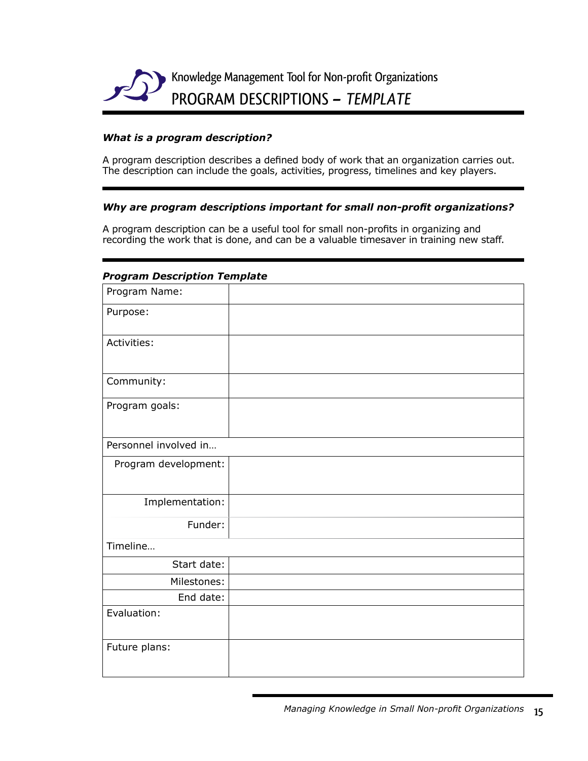# Knowledge Management Tool for Non-profit Organizations

## PROGRAM DESCRIPTIONS – *TEMPLATE*

***What is a program description?***

A program description describes a defined body of work that an organization carries out. The description can include the goals, activities, progress, timelines and key players.

***Why are program descriptions important for small non-profit organizations?***

A program description can be a useful tool for small non-profits in organizing and recording the work that is done, and can be a valuable timesaver in training new staff.

***Program Description Template***

| Program Name: | |
|---|---|
| Purpose: | |
| Activities: | |
| Community: | |
| Program goals: | |
| Personnel involved in… | |
| Program development: | |
| Implementation: | |
| Funder: | |
| Timeline… | |
| Start date: | |
| Milestones: | |
| End date: | |
| Evaluation: | |
| Future plans: | |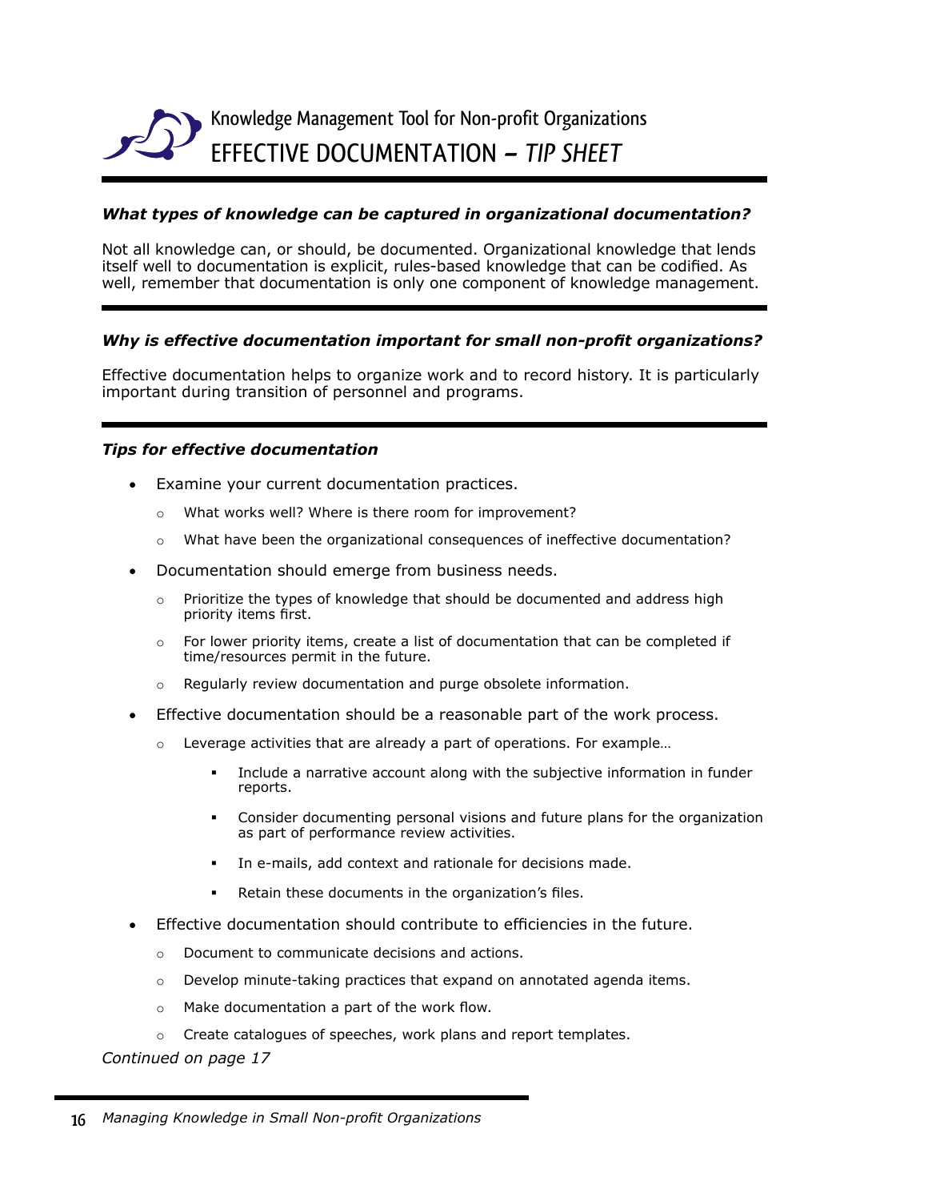# Knowledge Management Tool for Non-profit Organizations

## EFFECTIVE DOCUMENTATION – *TIP SHEET*

***What types of knowledge can be captured in organizational documentation?***

Not all knowledge can, or should, be documented. Organizational knowledge that lends itself well to documentation is explicit, rules-based knowledge that can be codified. As well, remember that documentation is only one component of knowledge management.

***Why is effective documentation important for small non-profit organizations?***

Effective documentation helps to organize work and to record history. It is particularly important during transition of personnel and programs.

***Tips for effective documentation***

- Examine your current documentation practices.
  - What works well? Where is there room for improvement?
  - What have been the organizational consequences of ineffective documentation?
- Documentation should emerge from business needs.
  - Prioritize the types of knowledge that should be documented and address high priority items first.
  - For lower priority items, create a list of documentation that can be completed if time/resources permit in the future.
  - Regularly review documentation and purge obsolete information.
- Effective documentation should be a reasonable part of the work process.
  - Leverage activities that are already a part of operations. For example…
    - Include a narrative account along with the subjective information in funder reports.
    - Consider documenting personal visions and future plans for the organization as part of performance review activities.
    - In e-mails, add context and rationale for decisions made.
    - Retain these documents in the organization's files.
- Effective documentation should contribute to efficiencies in the future.
  - Document to communicate decisions and actions.
  - Develop minute-taking practices that expand on annotated agenda items.
  - Make documentation a part of the work flow.
  - Create catalogues of speeches, work plans and report templates.

*Continued on page 17*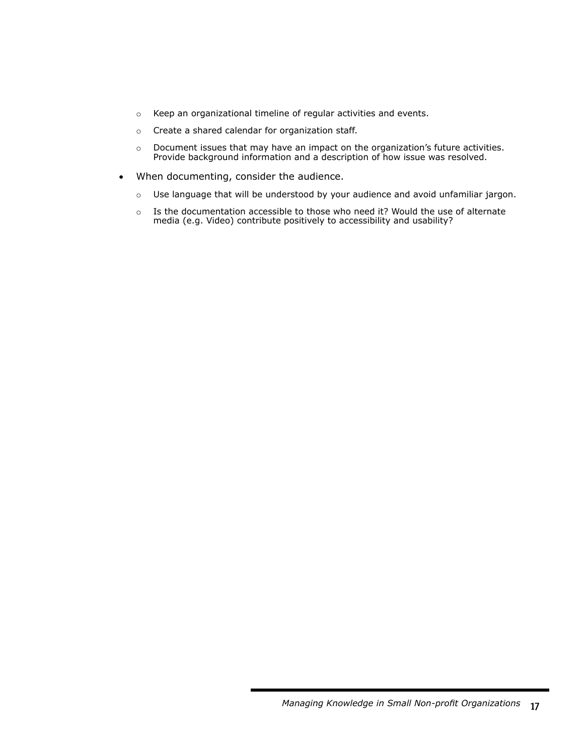- Keep an organizational timeline of regular activities and events.
    - Create a shared calendar for organization staff.
    - Document issues that may have an impact on the organization's future activities. Provide background information and a description of how issue was resolved.
- When documenting, consider the audience.
    - Use language that will be understood by your audience and avoid unfamiliar jargon.
    - Is the documentation accessible to those who need it? Would the use of alternate media (e.g. Video) contribute positively to accessibility and usability?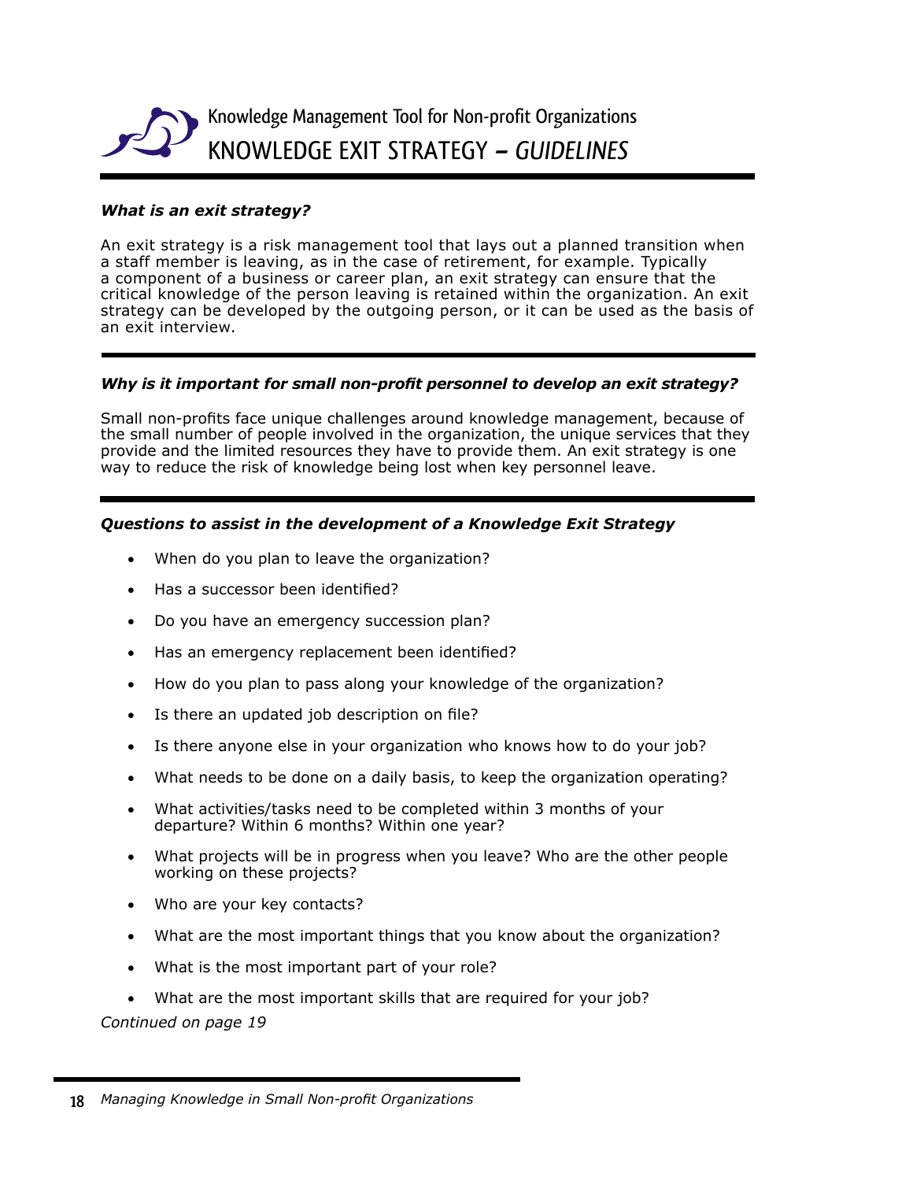# Knowledge Management Tool for Non-profit Organizations

## KNOWLEDGE EXIT STRATEGY – *GUIDELINES*

### *What is an exit strategy?*

An exit strategy is a risk management tool that lays out a planned transition when a staff member is leaving, as in the case of retirement, for example. Typically a component of a business or career plan, an exit strategy can ensure that the critical knowledge of the person leaving is retained within the organization. An exit strategy can be developed by the outgoing person, or it can be used as the basis of an exit interview.

### *Why is it important for small non-profit personnel to develop an exit strategy?*

Small non-profits face unique challenges around knowledge management, because of the small number of people involved in the organization, the unique services that they provide and the limited resources they have to provide them. An exit strategy is one way to reduce the risk of knowledge being lost when key personnel leave.

### *Questions to assist in the development of a Knowledge Exit Strategy*

- When do you plan to leave the organization?
- Has a successor been identified?
- Do you have an emergency succession plan?
- Has an emergency replacement been identified?
- How do you plan to pass along your knowledge of the organization?
- Is there an updated job description on file?
- Is there anyone else in your organization who knows how to do your job?
- What needs to be done on a daily basis, to keep the organization operating?
- What activities/tasks need to be completed within 3 months of your departure? Within 6 months? Within one year?
- What projects will be in progress when you leave? Who are the other people working on these projects?
- Who are your key contacts?
- What are the most important things that you know about the organization?
- What is the most important part of your role?
- What are the most important skills that are required for your job?

*Continued on page 19*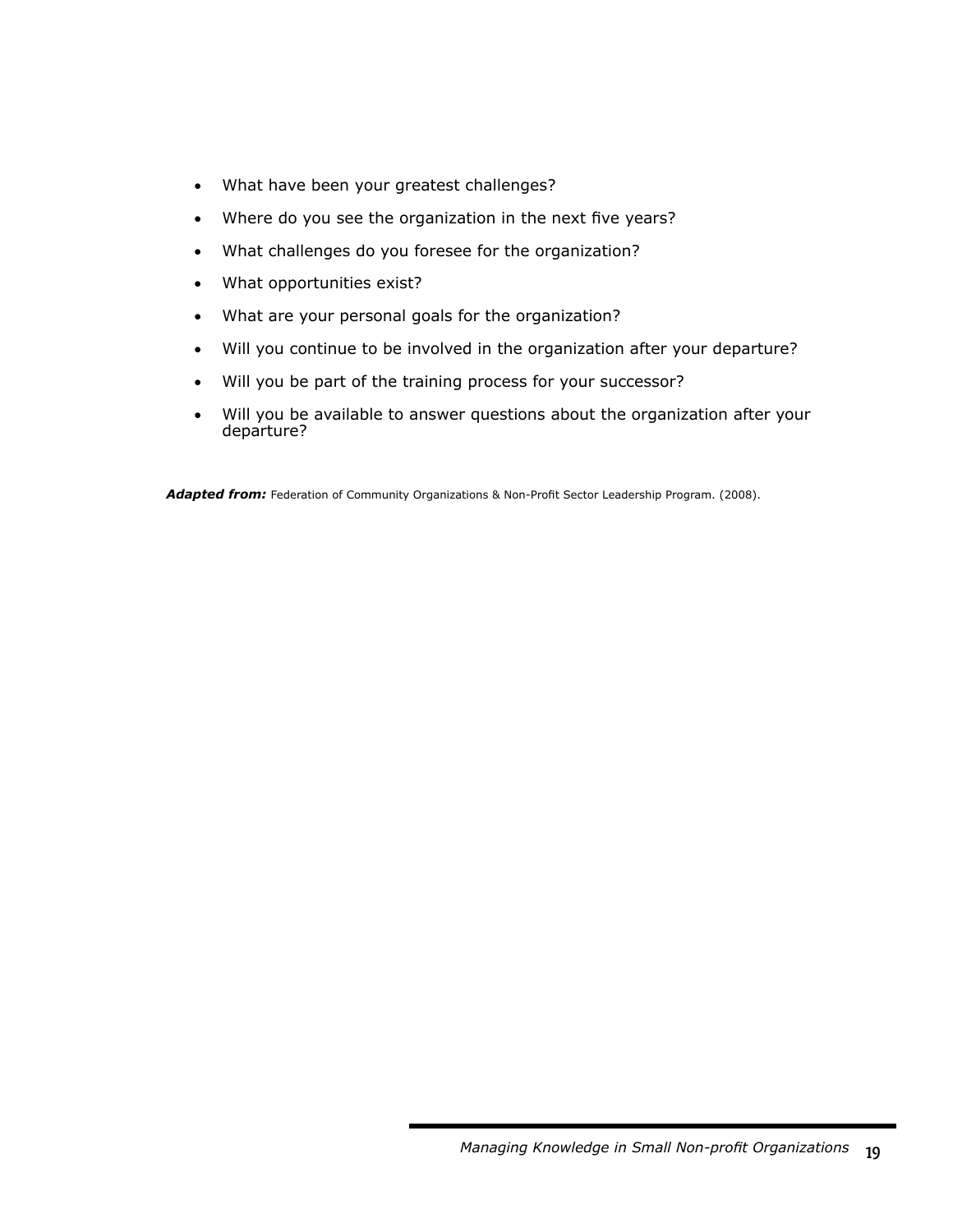- What have been your greatest challenges?
- Where do you see the organization in the next five years?
- What challenges do you foresee for the organization?
- What opportunities exist?
- What are your personal goals for the organization?
- Will you continue to be involved in the organization after your departure?
- Will you be part of the training process for your successor?
- Will you be available to answer questions about the organization after your departure?

***Adapted from:*** Federation of Community Organizations & Non-Profit Sector Leadership Program. (2008).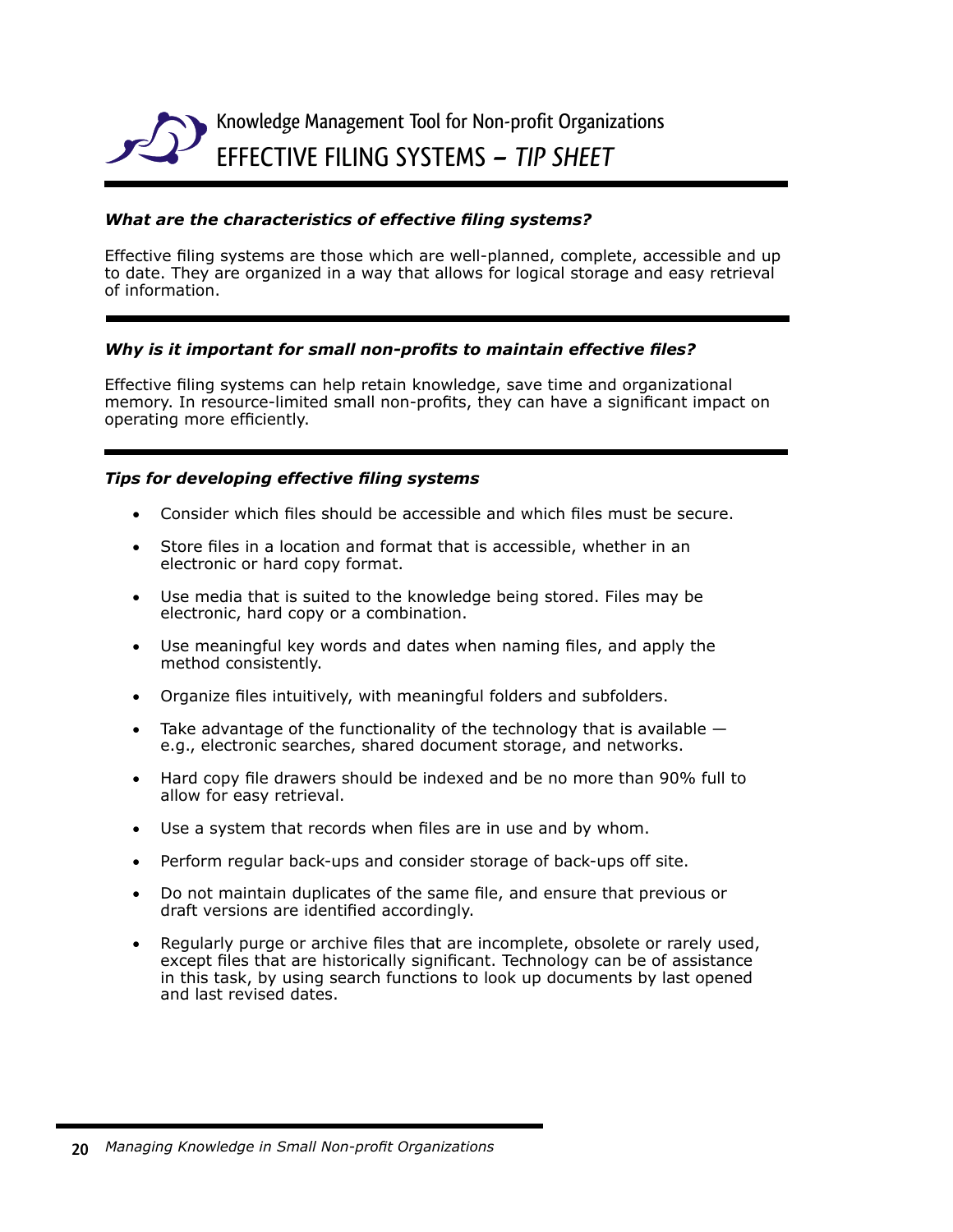Knowledge Management Tool for Non-profit Organizations

# EFFECTIVE FILING SYSTEMS – *TIP SHEET*

### *What are the characteristics of effective filing systems?*

Effective filing systems are those which are well-planned, complete, accessible and up to date. They are organized in a way that allows for logical storage and easy retrieval of information.

### *Why is it important for small non-profits to maintain effective files?*

Effective filing systems can help retain knowledge, save time and organizational memory. In resource-limited small non-profits, they can have a significant impact on operating more efficiently.

### *Tips for developing effective filing systems*

- Consider which files should be accessible and which files must be secure.
- Store files in a location and format that is accessible, whether in an electronic or hard copy format.
- Use media that is suited to the knowledge being stored. Files may be electronic, hard copy or a combination.
- Use meaningful key words and dates when naming files, and apply the method consistently.
- Organize files intuitively, with meaningful folders and subfolders.
- Take advantage of the functionality of the technology that is available — e.g., electronic searches, shared document storage, and networks.
- Hard copy file drawers should be indexed and be no more than 90% full to allow for easy retrieval.
- Use a system that records when files are in use and by whom.
- Perform regular back-ups and consider storage of back-ups off site.
- Do not maintain duplicates of the same file, and ensure that previous or draft versions are identified accordingly.
- Regularly purge or archive files that are incomplete, obsolete or rarely used, except files that are historically significant. Technology can be of assistance in this task, by using search functions to look up documents by last opened and last revised dates.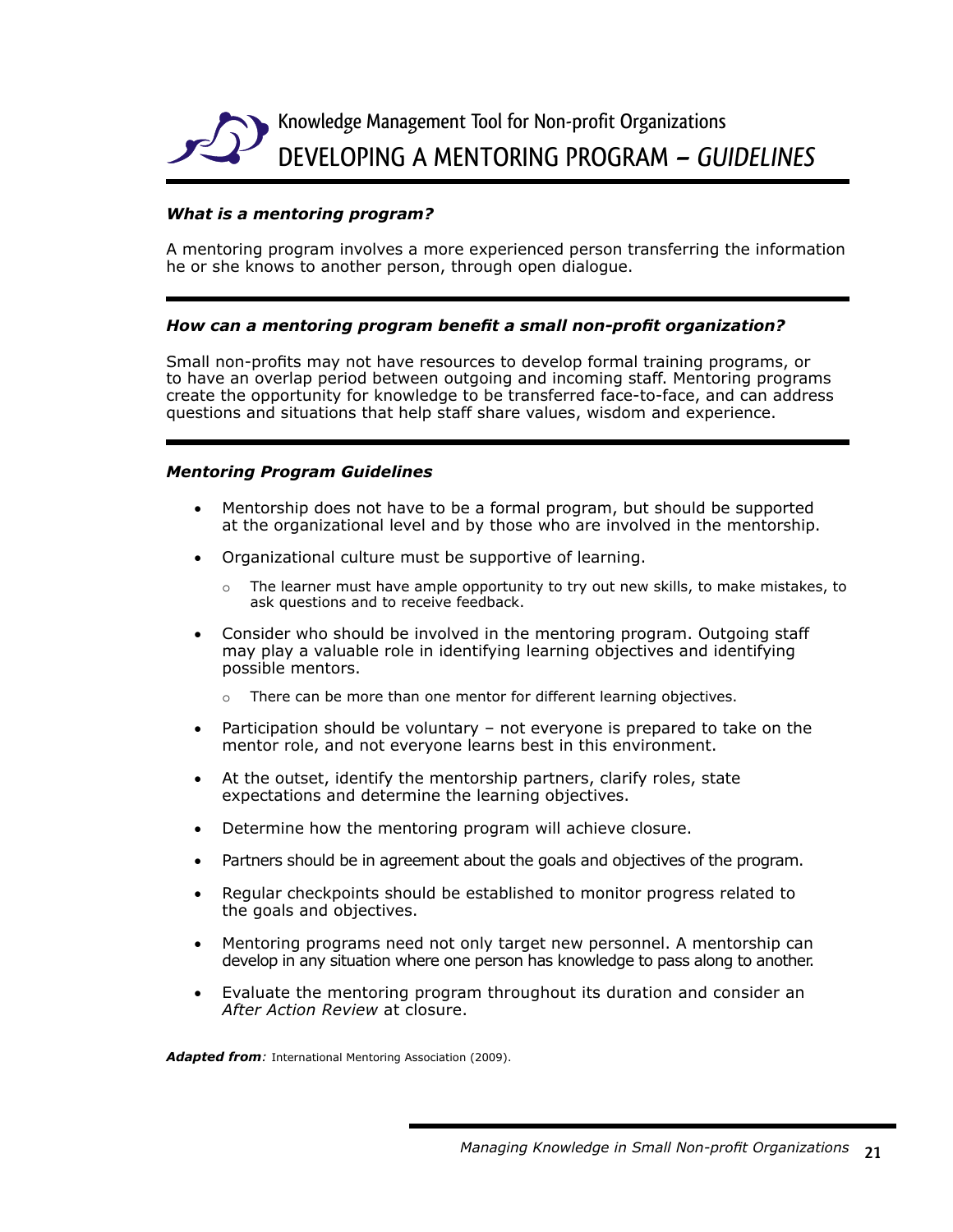Knowledge Management Tool for Non-profit Organizations

# DEVELOPING A MENTORING PROGRAM – *GUIDELINES*

***What is a mentoring program?***

A mentoring program involves a more experienced person transferring the information he or she knows to another person, through open dialogue.

***How can a mentoring program benefit a small non-profit organization?***

Small non-profits may not have resources to develop formal training programs, or to have an overlap period between outgoing and incoming staff. Mentoring programs create the opportunity for knowledge to be transferred face-to-face, and can address questions and situations that help staff share values, wisdom and experience.

***Mentoring Program Guidelines***

- Mentorship does not have to be a formal program, but should be supported at the organizational level and by those who are involved in the mentorship.
- Organizational culture must be supportive of learning.
  - The learner must have ample opportunity to try out new skills, to make mistakes, to ask questions and to receive feedback.
- Consider who should be involved in the mentoring program. Outgoing staff may play a valuable role in identifying learning objectives and identifying possible mentors.
  - There can be more than one mentor for different learning objectives.
- Participation should be voluntary – not everyone is prepared to take on the mentor role, and not everyone learns best in this environment.
- At the outset, identify the mentorship partners, clarify roles, state expectations and determine the learning objectives.
- Determine how the mentoring program will achieve closure.
- Partners should be in agreement about the goals and objectives of the program.
- Regular checkpoints should be established to monitor progress related to the goals and objectives.
- Mentoring programs need not only target new personnel. A mentorship can develop in any situation where one person has knowledge to pass along to another.
- Evaluate the mentoring program throughout its duration and consider an *After Action Review* at closure.

***Adapted from**:* International Mentoring Association (2009).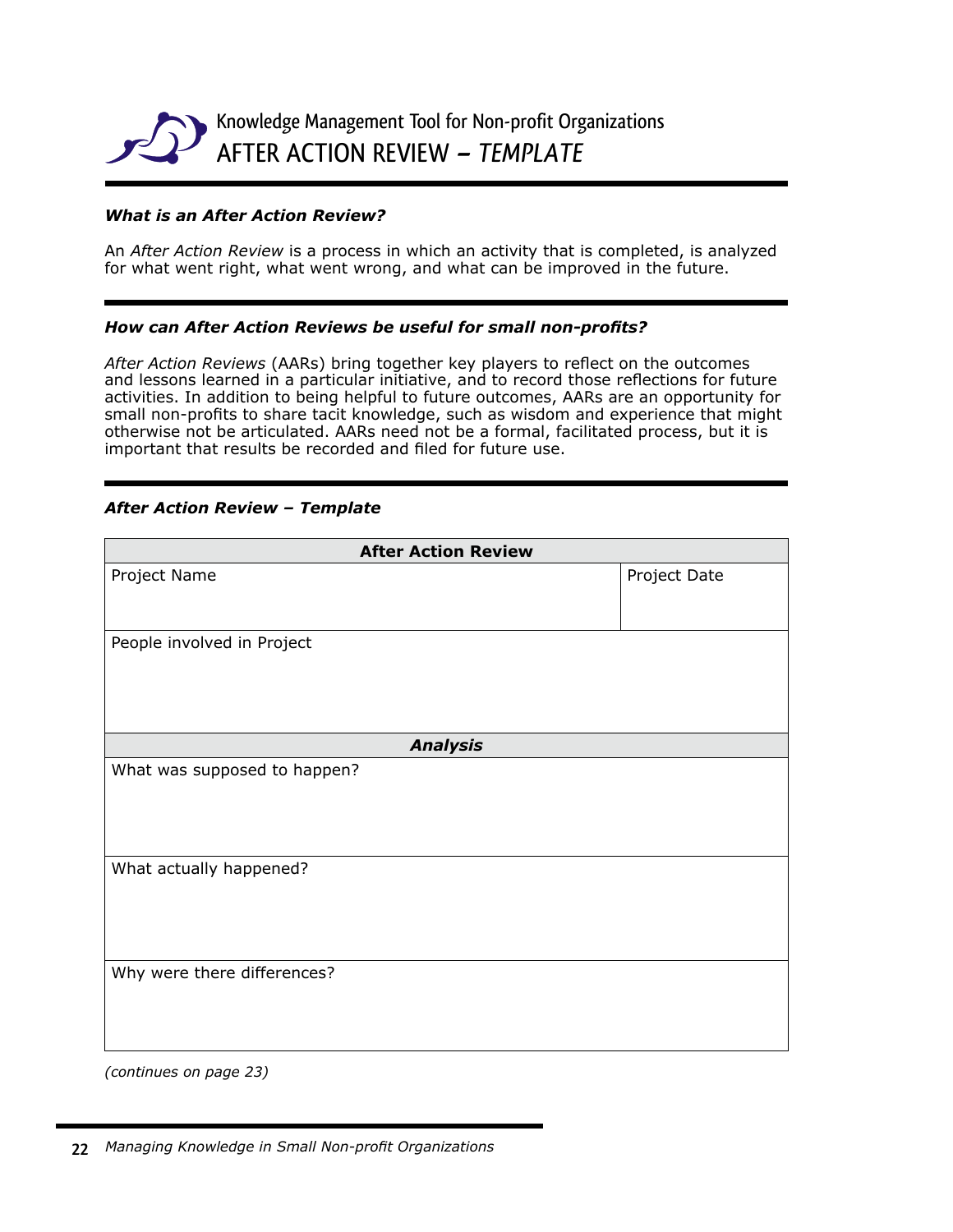# Knowledge Management Tool for Non-profit Organizations
## AFTER ACTION REVIEW – *TEMPLATE*

***What is an After Action Review?***

An *After Action Review* is a process in which an activity that is completed, is analyzed for what went right, what went wrong, and what can be improved in the future.

***How can After Action Reviews be useful for small non-profits?***

*After Action Reviews* (AARs) bring together key players to reflect on the outcomes and lessons learned in a particular initiative, and to record those reflections for future activities. In addition to being helpful to future outcomes, AARs are an opportunity for small non-profits to share tacit knowledge, such as wisdom and experience that might otherwise not be articulated. AARs need not be a formal, facilitated process, but it is important that results be recorded and filed for future use.

***After Action Review – Template***

| **After Action Review** | |
|---|---|
| Project Name | Project Date |
| People involved in Project | |
| ***Analysis*** | |
| What was supposed to happen? | |
| What actually happened? | |
| Why were there differences? | |

*(continues on page 23)*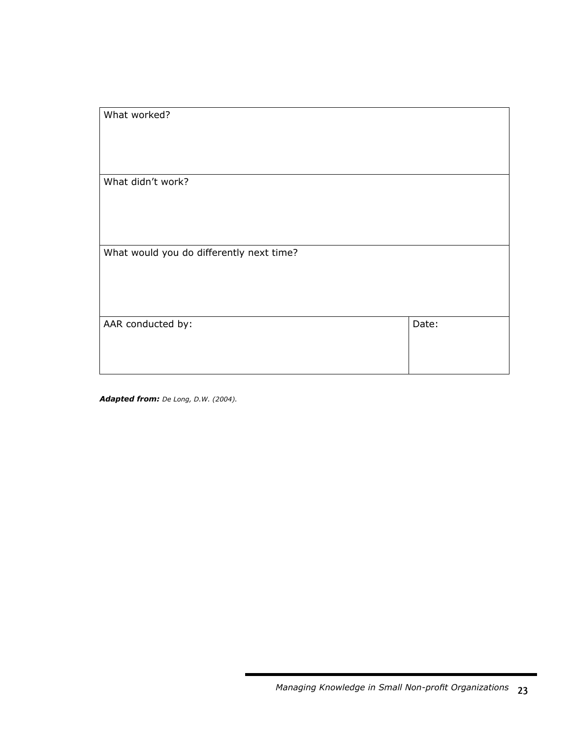| What worked? | |
|---|---|
| What didn't work? | |
| What would you do differently next time? | |
| AAR conducted by: | Date: |

***Adapted from:*** *De Long, D.W. (2004).*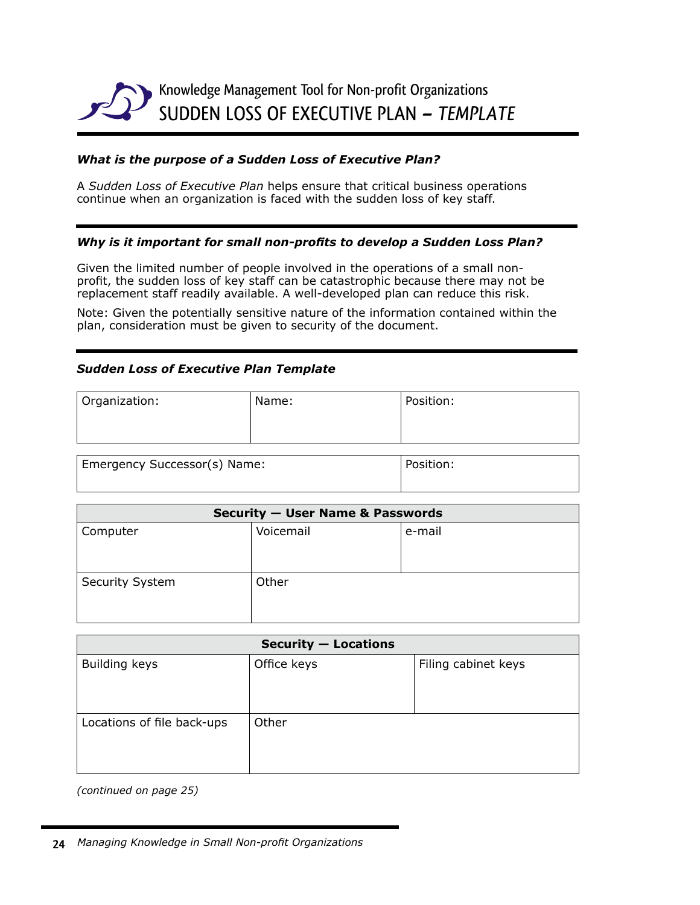Knowledge Management Tool for Non-profit Organizations

# SUDDEN LOSS OF EXECUTIVE PLAN – *TEMPLATE*

### *What is the purpose of a Sudden Loss of Executive Plan?*

A *Sudden Loss of Executive Plan* helps ensure that critical business operations continue when an organization is faced with the sudden loss of key staff.

### *Why is it important for small non-profits to develop a Sudden Loss Plan?*

Given the limited number of people involved in the operations of a small non-profit, the sudden loss of key staff can be catastrophic because there may not be replacement staff readily available. A well-developed plan can reduce this risk.

Note: Given the potentially sensitive nature of the information contained within the plan, consideration must be given to security of the document.

### *Sudden Loss of Executive Plan Template*

| Organization: | Name: | Position: |
|---|---|---|
| | | |

| Emergency Successor(s) Name: | Position: |
|---|---|
| | |

| Security — User Name & Passwords | | |
|---|---|---|
| Computer | Voicemail | e-mail |
| Security System | Other | |

| Security — Locations | | |
|---|---|---|
| Building keys | Office keys | Filing cabinet keys |
| Locations of file back-ups | Other | |

*(continued on page 25)*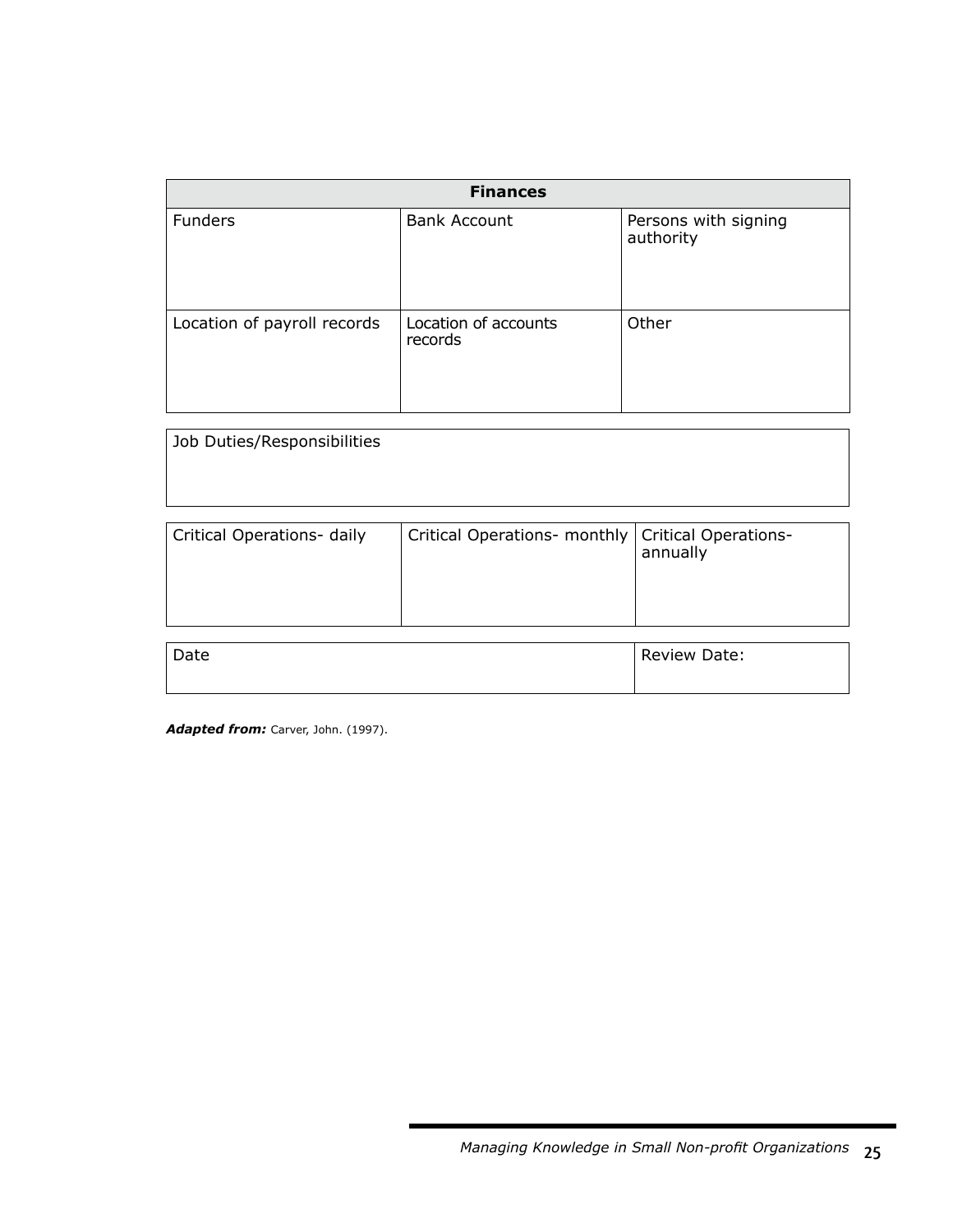| Finances | | |
|---|---|---|
| Funders | Bank Account | Persons with signing authority |
| Location of payroll records | Location of accounts records | Other |

| Job Duties/Responsibilities |
|---|
| |

| Critical Operations- daily | Critical Operations- monthly | Critical Operations- annually |
|---|---|---|
| | | |

| Date | Review Date: |
|---|---|

***Adapted from:*** Carver, John. (1997).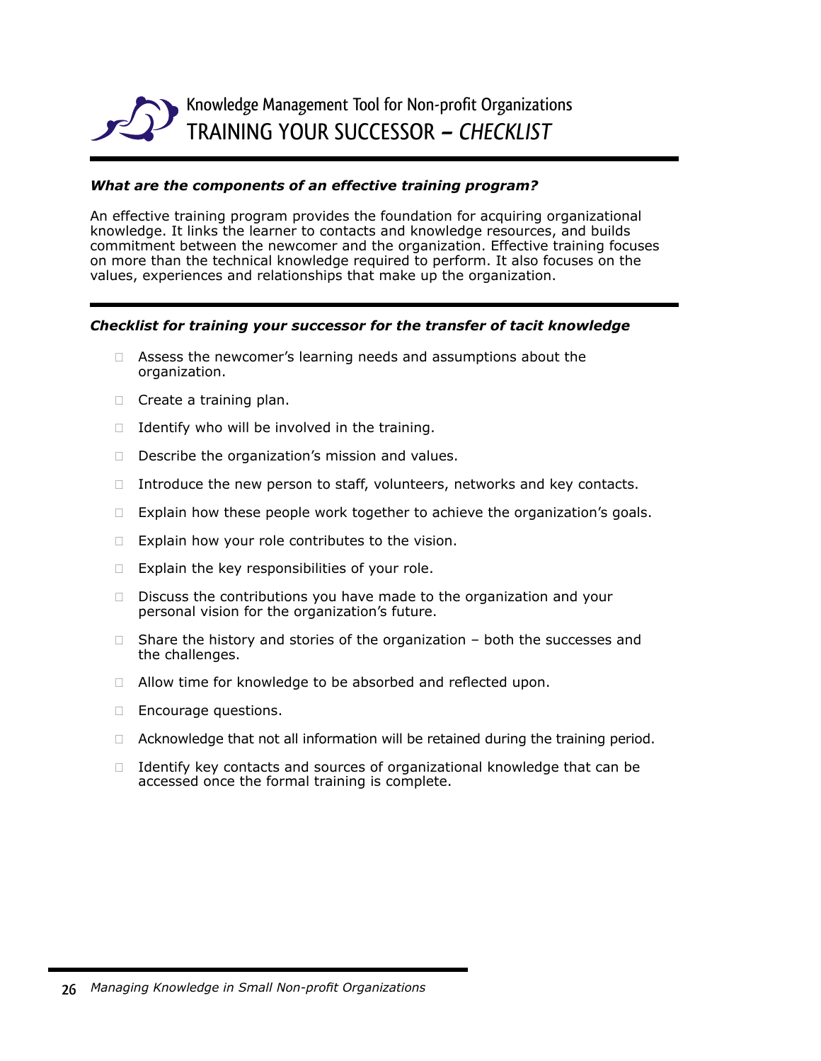# Knowledge Management Tool for Non-profit Organizations

## TRAINING YOUR SUCCESSOR – *CHECKLIST*

***What are the components of an effective training program?***

An effective training program provides the foundation for acquiring organizational knowledge. It links the learner to contacts and knowledge resources, and builds commitment between the newcomer and the organization. Effective training focuses on more than the technical knowledge required to perform. It also focuses on the values, experiences and relationships that make up the organization.

***Checklist for training your successor for the transfer of tacit knowledge***

- [ ] Assess the newcomer's learning needs and assumptions about the organization.
- [ ] Create a training plan.
- [ ] Identify who will be involved in the training.
- [ ] Describe the organization's mission and values.
- [ ] Introduce the new person to staff, volunteers, networks and key contacts.
- [ ] Explain how these people work together to achieve the organization's goals.
- [ ] Explain how your role contributes to the vision.
- [ ] Explain the key responsibilities of your role.
- [ ] Discuss the contributions you have made to the organization and your personal vision for the organization's future.
- [ ] Share the history and stories of the organization – both the successes and the challenges.
- [ ] Allow time for knowledge to be absorbed and reflected upon.
- [ ] Encourage questions.
- [ ] Acknowledge that not all information will be retained during the training period.
- [ ] Identify key contacts and sources of organizational knowledge that can be accessed once the formal training is complete.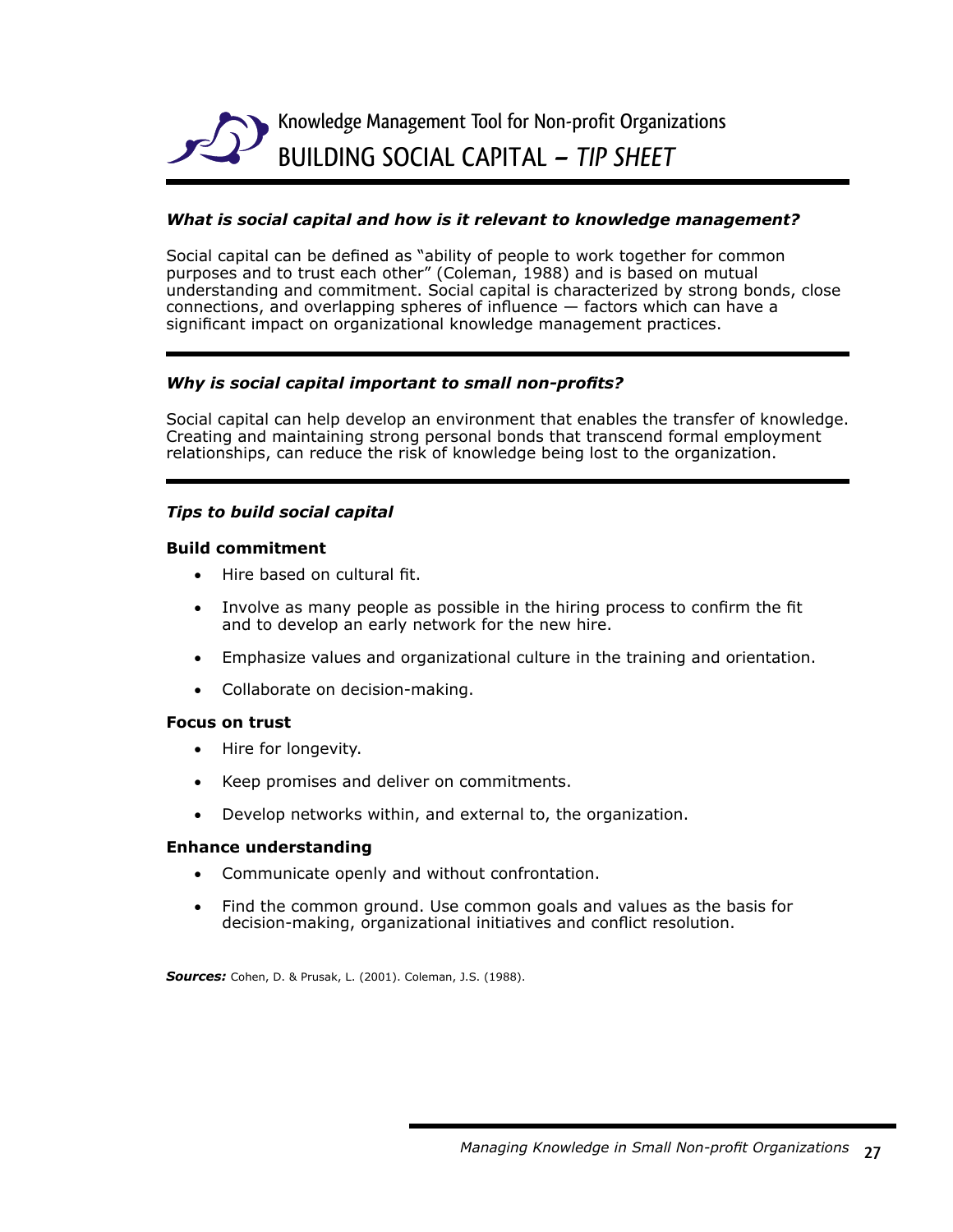# Knowledge Management Tool for Non-profit Organizations

## BUILDING SOCIAL CAPITAL – *TIP SHEET*

### *What is social capital and how is it relevant to knowledge management?*

Social capital can be defined as "ability of people to work together for common purposes and to trust each other" (Coleman, 1988) and is based on mutual understanding and commitment. Social capital is characterized by strong bonds, close connections, and overlapping spheres of influence — factors which can have a significant impact on organizational knowledge management practices.

### *Why is social capital important to small non-profits?*

Social capital can help develop an environment that enables the transfer of knowledge. Creating and maintaining strong personal bonds that transcend formal employment relationships, can reduce the risk of knowledge being lost to the organization.

### *Tips to build social capital*

**Build commitment**

- Hire based on cultural fit.
- Involve as many people as possible in the hiring process to confirm the fit and to develop an early network for the new hire.
- Emphasize values and organizational culture in the training and orientation.
- Collaborate on decision-making.

**Focus on trust**

- Hire for longevity.
- Keep promises and deliver on commitments.
- Develop networks within, and external to, the organization.

**Enhance understanding**

- Communicate openly and without confrontation.
- Find the common ground. Use common goals and values as the basis for decision-making, organizational initiatives and conflict resolution.

***Sources:*** Cohen, D. & Prusak, L. (2001). Coleman, J.S. (1988).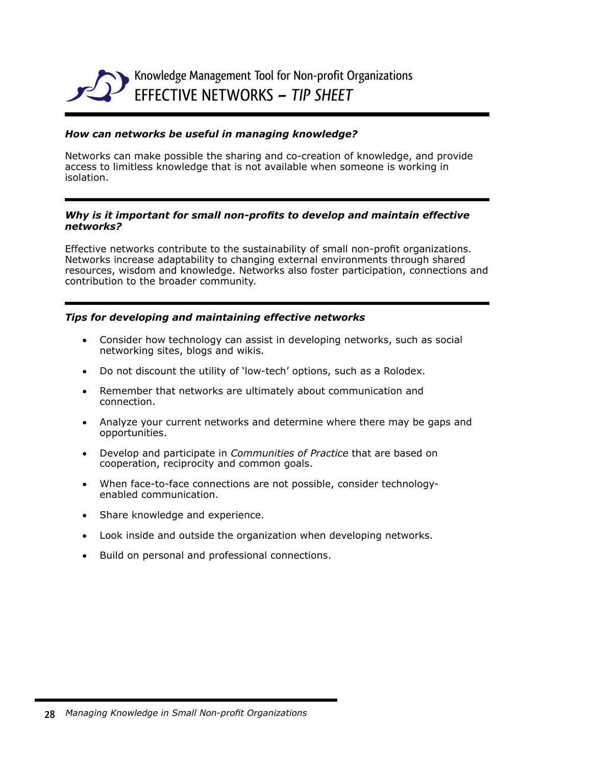# Knowledge Management Tool for Non-profit Organizations

## EFFECTIVE NETWORKS – *TIP SHEET*

***How can networks be useful in managing knowledge?***

Networks can make possible the sharing and co-creation of knowledge, and provide access to limitless knowledge that is not available when someone is working in isolation.

***Why is it important for small non-profits to develop and maintain effective networks?***

Effective networks contribute to the sustainability of small non-profit organizations. Networks increase adaptability to changing external environments through shared resources, wisdom and knowledge. Networks also foster participation, connections and contribution to the broader community.

***Tips for developing and maintaining effective networks***

- Consider how technology can assist in developing networks, such as social networking sites, blogs and wikis.
- Do not discount the utility of 'low-tech' options, such as a Rolodex.
- Remember that networks are ultimately about communication and connection.
- Analyze your current networks and determine where there may be gaps and opportunities.
- Develop and participate in *Communities of Practice* that are based on cooperation, reciprocity and common goals.
- When face-to-face connections are not possible, consider technology-enabled communication.
- Share knowledge and experience.
- Look inside and outside the organization when developing networks.
- Build on personal and professional connections.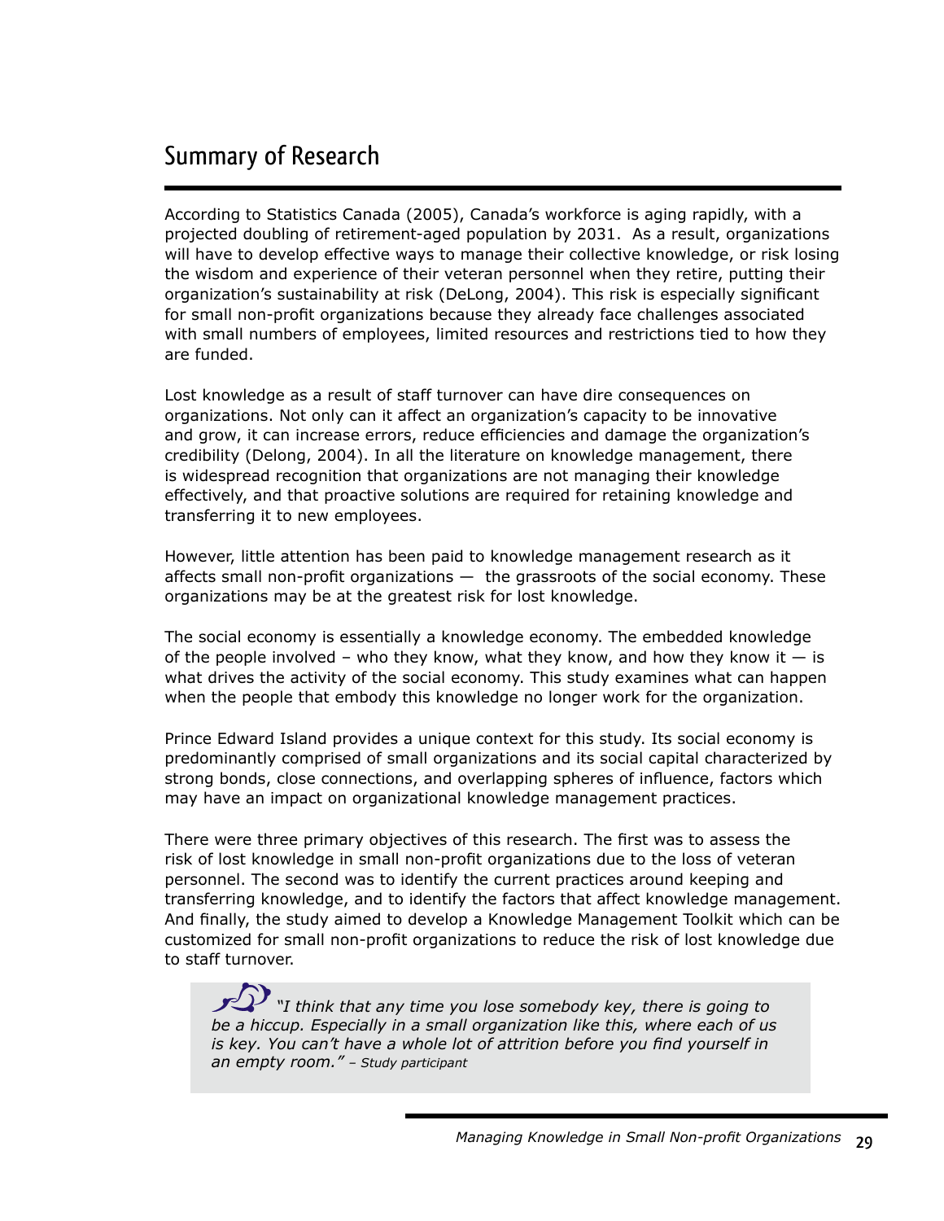## Summary of Research

According to Statistics Canada (2005), Canada's workforce is aging rapidly, with a projected doubling of retirement-aged population by 2031. As a result, organizations will have to develop effective ways to manage their collective knowledge, or risk losing the wisdom and experience of their veteran personnel when they retire, putting their organization's sustainability at risk (DeLong, 2004). This risk is especially significant for small non-profit organizations because they already face challenges associated with small numbers of employees, limited resources and restrictions tied to how they are funded.

Lost knowledge as a result of staff turnover can have dire consequences on organizations. Not only can it affect an organization's capacity to be innovative and grow, it can increase errors, reduce efficiencies and damage the organization's credibility (Delong, 2004). In all the literature on knowledge management, there is widespread recognition that organizations are not managing their knowledge effectively, and that proactive solutions are required for retaining knowledge and transferring it to new employees.

However, little attention has been paid to knowledge management research as it affects small non-profit organizations — the grassroots of the social economy. These organizations may be at the greatest risk for lost knowledge.

The social economy is essentially a knowledge economy. The embedded knowledge of the people involved – who they know, what they know, and how they know it — is what drives the activity of the social economy. This study examines what can happen when the people that embody this knowledge no longer work for the organization.

Prince Edward Island provides a unique context for this study. Its social economy is predominantly comprised of small organizations and its social capital characterized by strong bonds, close connections, and overlapping spheres of influence, factors which may have an impact on organizational knowledge management practices.

There were three primary objectives of this research. The first was to assess the risk of lost knowledge in small non-profit organizations due to the loss of veteran personnel. The second was to identify the current practices around keeping and transferring knowledge, and to identify the factors that affect knowledge management. And finally, the study aimed to develop a Knowledge Management Toolkit which can be customized for small non-profit organizations to reduce the risk of lost knowledge due to staff turnover.

> *"I think that any time you lose somebody key, there is going to be a hiccup. Especially in a small organization like this, where each of us is key. You can't have a whole lot of attrition before you find yourself in an empty room."* – *Study participant*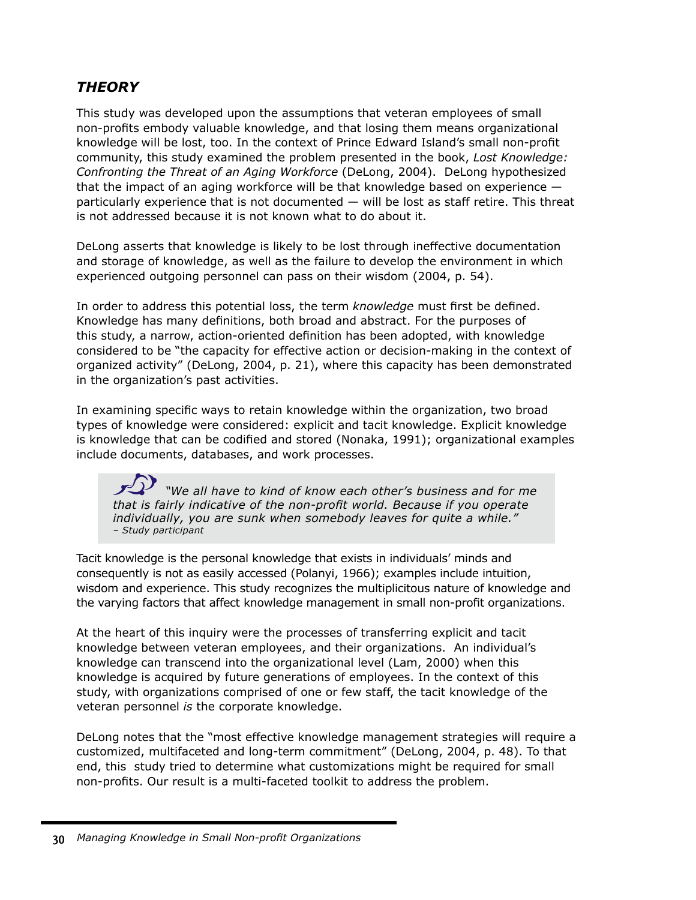## *THEORY*

This study was developed upon the assumptions that veteran employees of small non-profits embody valuable knowledge, and that losing them means organizational knowledge will be lost, too. In the context of Prince Edward Island's small non-profit community, this study examined the problem presented in the book, *Lost Knowledge: Confronting the Threat of an Aging Workforce* (DeLong, 2004). DeLong hypothesized that the impact of an aging workforce will be that knowledge based on experience — particularly experience that is not documented — will be lost as staff retire. This threat is not addressed because it is not known what to do about it.

DeLong asserts that knowledge is likely to be lost through ineffective documentation and storage of knowledge, as well as the failure to develop the environment in which experienced outgoing personnel can pass on their wisdom (2004, p. 54).

In order to address this potential loss, the term *knowledge* must first be defined. Knowledge has many definitions, both broad and abstract. For the purposes of this study, a narrow, action-oriented definition has been adopted, with knowledge considered to be "the capacity for effective action or decision-making in the context of organized activity" (DeLong, 2004, p. 21), where this capacity has been demonstrated in the organization's past activities.

In examining specific ways to retain knowledge within the organization, two broad types of knowledge were considered: explicit and tacit knowledge. Explicit knowledge is knowledge that can be codified and stored (Nonaka, 1991); organizational examples include documents, databases, and work processes.

> *"We all have to kind of know each other's business and for me that is fairly indicative of the non-profit world. Because if you operate individually, you are sunk when somebody leaves for quite a while."*
> *– Study participant*

Tacit knowledge is the personal knowledge that exists in individuals' minds and consequently is not as easily accessed (Polanyi, 1966); examples include intuition, wisdom and experience. This study recognizes the multiplicitous nature of knowledge and the varying factors that affect knowledge management in small non-profit organizations.

At the heart of this inquiry were the processes of transferring explicit and tacit knowledge between veteran employees, and their organizations. An individual's knowledge can transcend into the organizational level (Lam, 2000) when this knowledge is acquired by future generations of employees. In the context of this study, with organizations comprised of one or few staff, the tacit knowledge of the veteran personnel *is* the corporate knowledge.

DeLong notes that the "most effective knowledge management strategies will require a customized, multifaceted and long-term commitment" (DeLong, 2004, p. 48). To that end, this study tried to determine what customizations might be required for small non-profits. Our result is a multi-faceted toolkit to address the problem.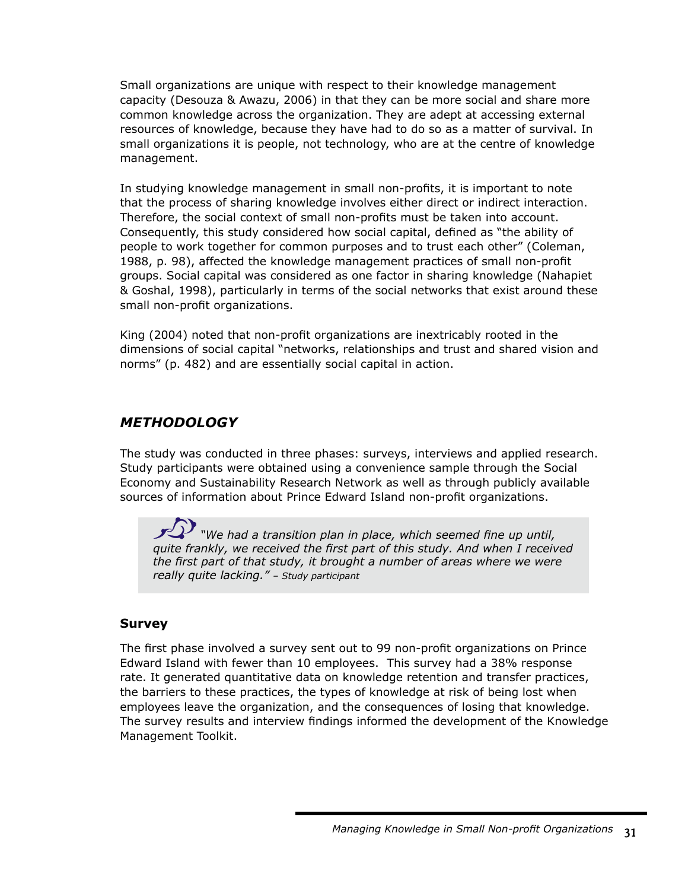Small organizations are unique with respect to their knowledge management capacity (Desouza & Awazu, 2006) in that they can be more social and share more common knowledge across the organization. They are adept at accessing external resources of knowledge, because they have had to do so as a matter of survival. In small organizations it is people, not technology, who are at the centre of knowledge management.

In studying knowledge management in small non-profits, it is important to note that the process of sharing knowledge involves either direct or indirect interaction. Therefore, the social context of small non-profits must be taken into account. Consequently, this study considered how social capital, defined as "the ability of people to work together for common purposes and to trust each other" (Coleman, 1988, p. 98), affected the knowledge management practices of small non-profit groups. Social capital was considered as one factor in sharing knowledge (Nahapiet & Goshal, 1998), particularly in terms of the social networks that exist around these small non-profit organizations.

King (2004) noted that non-profit organizations are inextricably rooted in the dimensions of social capital "networks, relationships and trust and shared vision and norms" (p. 482) and are essentially social capital in action.

## *METHODOLOGY*

The study was conducted in three phases: surveys, interviews and applied research. Study participants were obtained using a convenience sample through the Social Economy and Sustainability Research Network as well as through publicly available sources of information about Prince Edward Island non-profit organizations.

> *"We had a transition plan in place, which seemed fine up until, quite frankly, we received the first part of this study. And when I received the first part of that study, it brought a number of areas where we were really quite lacking." – Study participant*

### Survey

The first phase involved a survey sent out to 99 non-profit organizations on Prince Edward Island with fewer than 10 employees. This survey had a 38% response rate. It generated quantitative data on knowledge retention and transfer practices, the barriers to these practices, the types of knowledge at risk of being lost when employees leave the organization, and the consequences of losing that knowledge. The survey results and interview findings informed the development of the Knowledge Management Toolkit.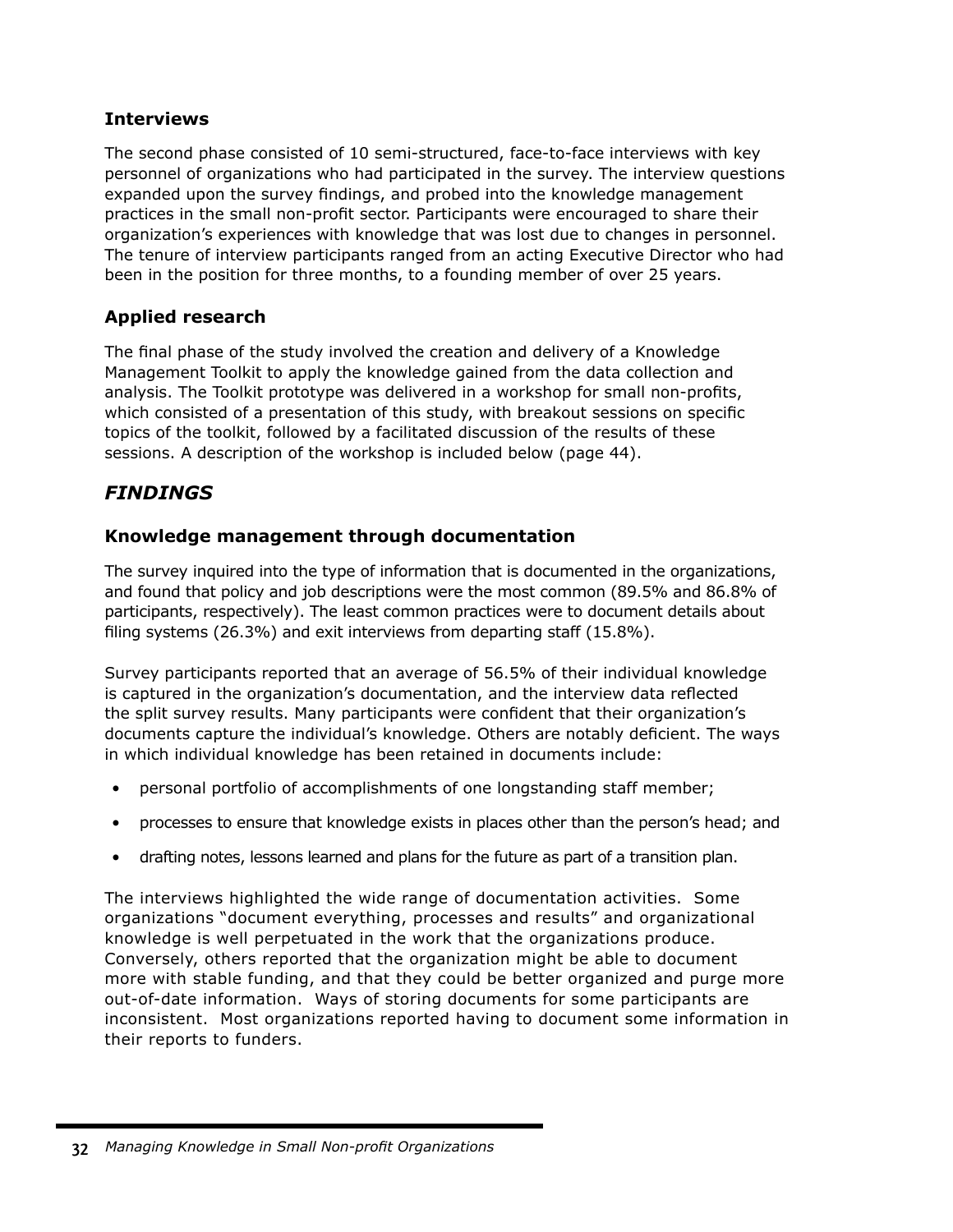### Interviews

The second phase consisted of 10 semi-structured, face-to-face interviews with key personnel of organizations who had participated in the survey. The interview questions expanded upon the survey findings, and probed into the knowledge management practices in the small non-profit sector. Participants were encouraged to share their organization's experiences with knowledge that was lost due to changes in personnel. The tenure of interview participants ranged from an acting Executive Director who had been in the position for three months, to a founding member of over 25 years.

### Applied research

The final phase of the study involved the creation and delivery of a Knowledge Management Toolkit to apply the knowledge gained from the data collection and analysis. The Toolkit prototype was delivered in a workshop for small non-profits, which consisted of a presentation of this study, with breakout sessions on specific topics of the toolkit, followed by a facilitated discussion of the results of these sessions. A description of the workshop is included below (page 44).

## *FINDINGS*

### Knowledge management through documentation

The survey inquired into the type of information that is documented in the organizations, and found that policy and job descriptions were the most common (89.5% and 86.8% of participants, respectively). The least common practices were to document details about filing systems (26.3%) and exit interviews from departing staff (15.8%).

Survey participants reported that an average of 56.5% of their individual knowledge is captured in the organization's documentation, and the interview data reflected the split survey results. Many participants were confident that their organization's documents capture the individual's knowledge. Others are notably deficient. The ways in which individual knowledge has been retained in documents include:

- personal portfolio of accomplishments of one longstanding staff member;
- processes to ensure that knowledge exists in places other than the person's head; and
- drafting notes, lessons learned and plans for the future as part of a transition plan.

The interviews highlighted the wide range of documentation activities. Some organizations "document everything, processes and results" and organizational knowledge is well perpetuated in the work that the organizations produce. Conversely, others reported that the organization might be able to document more with stable funding, and that they could be better organized and purge more out-of-date information. Ways of storing documents for some participants are inconsistent. Most organizations reported having to document some information in their reports to funders.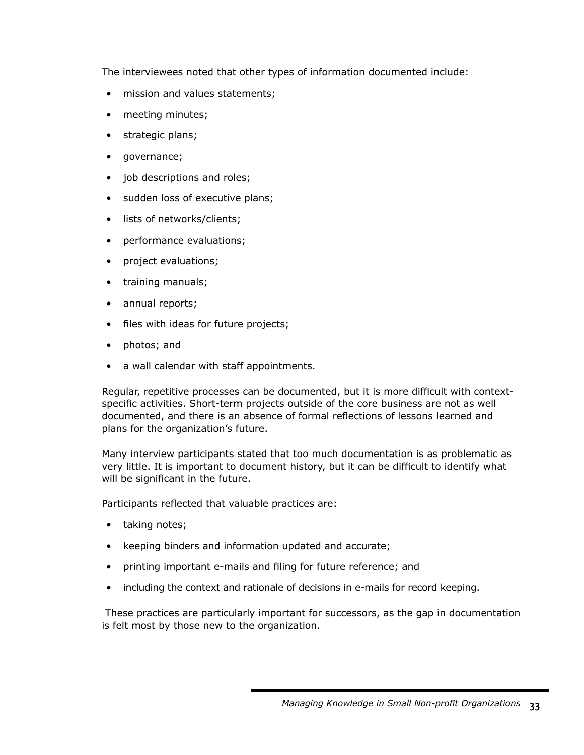The interviewees noted that other types of information documented include:

- mission and values statements;
- meeting minutes;
- strategic plans;
- governance;
- job descriptions and roles;
- sudden loss of executive plans;
- lists of networks/clients;
- performance evaluations;
- project evaluations;
- training manuals;
- annual reports;
- files with ideas for future projects;
- photos; and
- a wall calendar with staff appointments.

Regular, repetitive processes can be documented, but it is more difficult with context-specific activities. Short-term projects outside of the core business are not as well documented, and there is an absence of formal reflections of lessons learned and plans for the organization's future.

Many interview participants stated that too much documentation is as problematic as very little. It is important to document history, but it can be difficult to identify what will be significant in the future.

Participants reflected that valuable practices are:

- taking notes;
- keeping binders and information updated and accurate;
- printing important e-mails and filing for future reference; and
- including the context and rationale of decisions in e-mails for record keeping.

These practices are particularly important for successors, as the gap in documentation is felt most by those new to the organization.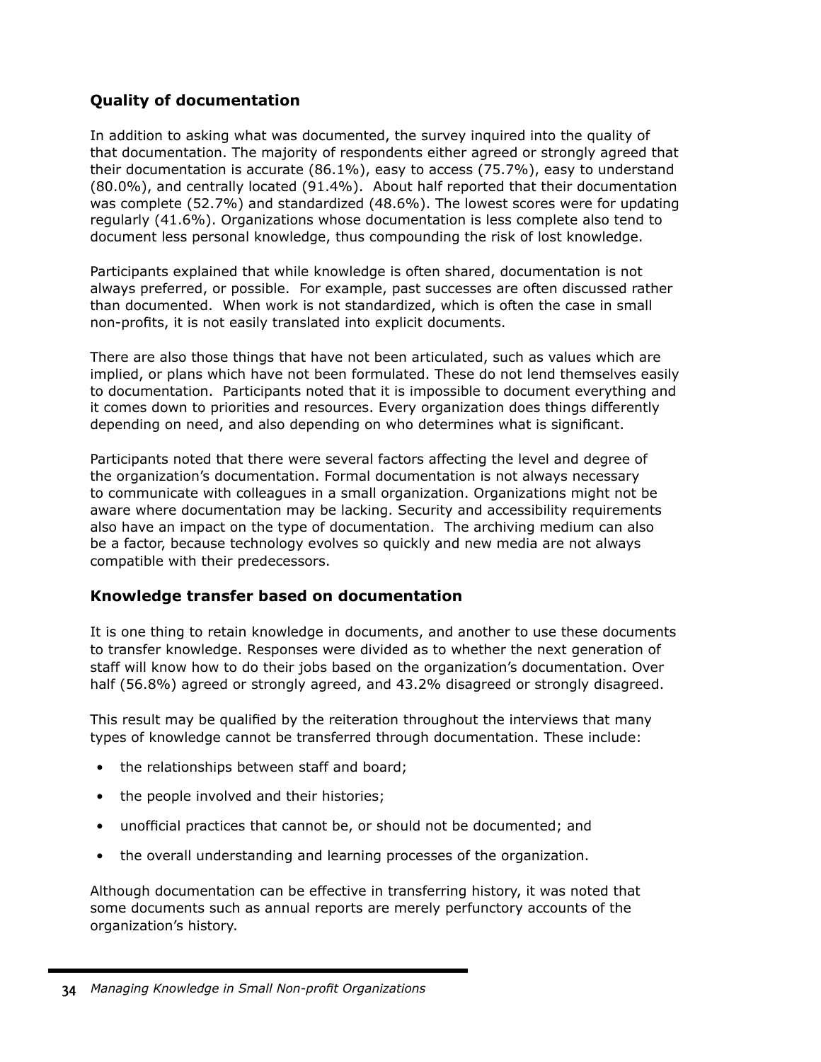## Quality of documentation

In addition to asking what was documented, the survey inquired into the quality of that documentation. The majority of respondents either agreed or strongly agreed that their documentation is accurate (86.1%), easy to access (75.7%), easy to understand (80.0%), and centrally located (91.4%). About half reported that their documentation was complete (52.7%) and standardized (48.6%). The lowest scores were for updating regularly (41.6%). Organizations whose documentation is less complete also tend to document less personal knowledge, thus compounding the risk of lost knowledge.

Participants explained that while knowledge is often shared, documentation is not always preferred, or possible. For example, past successes are often discussed rather than documented. When work is not standardized, which is often the case in small non-profits, it is not easily translated into explicit documents.

There are also those things that have not been articulated, such as values which are implied, or plans which have not been formulated. These do not lend themselves easily to documentation. Participants noted that it is impossible to document everything and it comes down to priorities and resources. Every organization does things differently depending on need, and also depending on who determines what is significant.

Participants noted that there were several factors affecting the level and degree of the organization's documentation. Formal documentation is not always necessary to communicate with colleagues in a small organization. Organizations might not be aware where documentation may be lacking. Security and accessibility requirements also have an impact on the type of documentation. The archiving medium can also be a factor, because technology evolves so quickly and new media are not always compatible with their predecessors.

## Knowledge transfer based on documentation

It is one thing to retain knowledge in documents, and another to use these documents to transfer knowledge. Responses were divided as to whether the next generation of staff will know how to do their jobs based on the organization's documentation. Over half (56.8%) agreed or strongly agreed, and 43.2% disagreed or strongly disagreed.

This result may be qualified by the reiteration throughout the interviews that many types of knowledge cannot be transferred through documentation. These include:

- the relationships between staff and board;
- the people involved and their histories;
- unofficial practices that cannot be, or should not be documented; and
- the overall understanding and learning processes of the organization.

Although documentation can be effective in transferring history, it was noted that some documents such as annual reports are merely perfunctory accounts of the organization's history.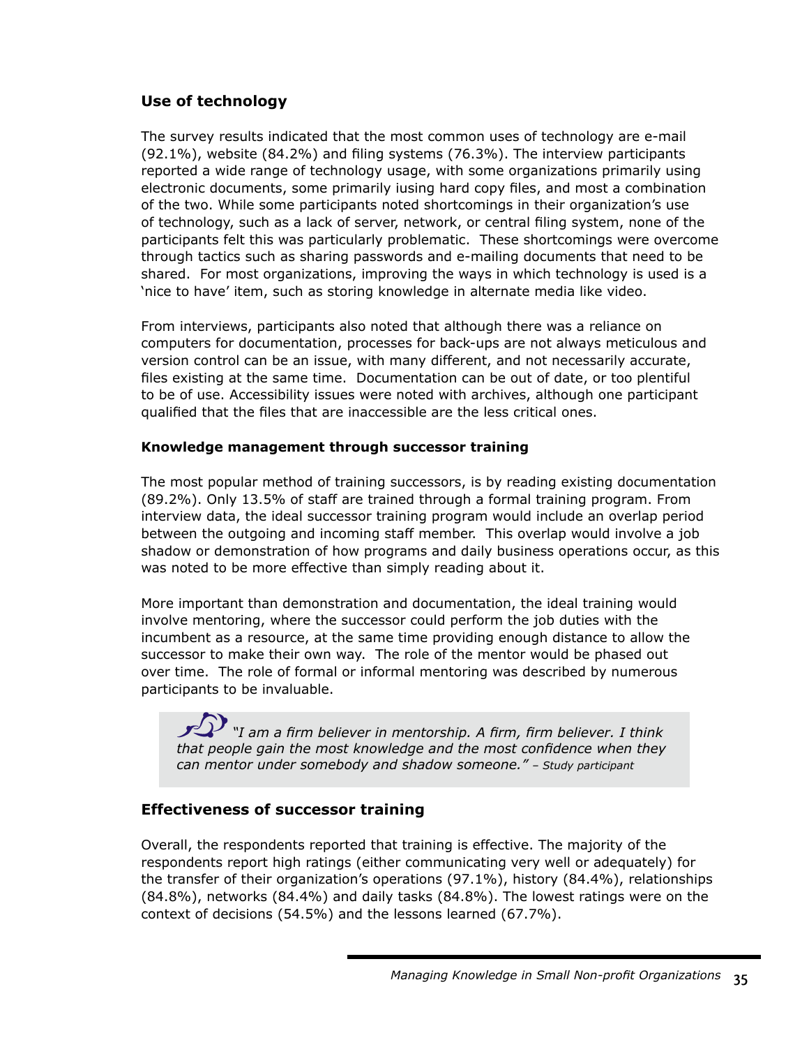## Use of technology

The survey results indicated that the most common uses of technology are e-mail (92.1%), website (84.2%) and filing systems (76.3%). The interview participants reported a wide range of technology usage, with some organizations primarily using electronic documents, some primarily iusing hard copy files, and most a combination of the two. While some participants noted shortcomings in their organization's use of technology, such as a lack of server, network, or central filing system, none of the participants felt this was particularly problematic. These shortcomings were overcome through tactics such as sharing passwords and e-mailing documents that need to be shared. For most organizations, improving the ways in which technology is used is a 'nice to have' item, such as storing knowledge in alternate media like video.

From interviews, participants also noted that although there was a reliance on computers for documentation, processes for back-ups are not always meticulous and version control can be an issue, with many different, and not necessarily accurate, files existing at the same time. Documentation can be out of date, or too plentiful to be of use. Accessibility issues were noted with archives, although one participant qualified that the files that are inaccessible are the less critical ones.

### Knowledge management through successor training

The most popular method of training successors, is by reading existing documentation (89.2%). Only 13.5% of staff are trained through a formal training program. From interview data, the ideal successor training program would include an overlap period between the outgoing and incoming staff member. This overlap would involve a job shadow or demonstration of how programs and daily business operations occur, as this was noted to be more effective than simply reading about it.

More important than demonstration and documentation, the ideal training would involve mentoring, where the successor could perform the job duties with the incumbent as a resource, at the same time providing enough distance to allow the successor to make their own way. The role of the mentor would be phased out over time. The role of formal or informal mentoring was described by numerous participants to be invaluable.

> *"I am a firm believer in mentorship. A firm, firm believer. I think that people gain the most knowledge and the most confidence when they can mentor under somebody and shadow someone."* – *Study participant*

## Effectiveness of successor training

Overall, the respondents reported that training is effective. The majority of the respondents report high ratings (either communicating very well or adequately) for the transfer of their organization's operations (97.1%), history (84.4%), relationships (84.8%), networks (84.4%) and daily tasks (84.8%). The lowest ratings were on the context of decisions (54.5%) and the lessons learned (67.7%).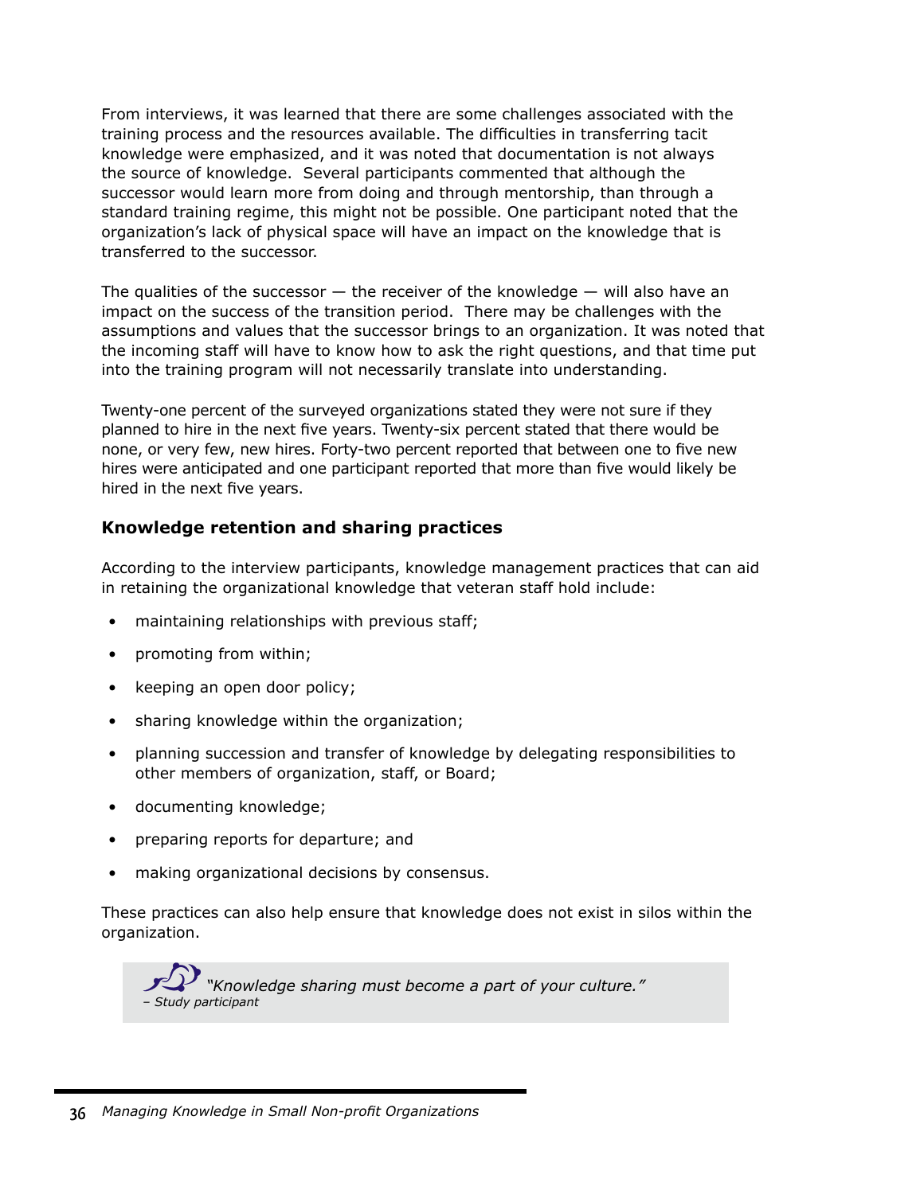From interviews, it was learned that there are some challenges associated with the training process and the resources available. The difficulties in transferring tacit knowledge were emphasized, and it was noted that documentation is not always the source of knowledge. Several participants commented that although the successor would learn more from doing and through mentorship, than through a standard training regime, this might not be possible. One participant noted that the organization's lack of physical space will have an impact on the knowledge that is transferred to the successor.

The qualities of the successor — the receiver of the knowledge — will also have an impact on the success of the transition period. There may be challenges with the assumptions and values that the successor brings to an organization. It was noted that the incoming staff will have to know how to ask the right questions, and that time put into the training program will not necessarily translate into understanding.

Twenty-one percent of the surveyed organizations stated they were not sure if they planned to hire in the next five years. Twenty-six percent stated that there would be none, or very few, new hires. Forty-two percent reported that between one to five new hires were anticipated and one participant reported that more than five would likely be hired in the next five years.

### Knowledge retention and sharing practices

According to the interview participants, knowledge management practices that can aid in retaining the organizational knowledge that veteran staff hold include:

- maintaining relationships with previous staff;
- promoting from within;
- keeping an open door policy;
- sharing knowledge within the organization;
- planning succession and transfer of knowledge by delegating responsibilities to other members of organization, staff, or Board;
- documenting knowledge;
- preparing reports for departure; and
- making organizational decisions by consensus.

These practices can also help ensure that knowledge does not exist in silos within the organization.

> *"Knowledge sharing must become a part of your culture."*
> *– Study participant*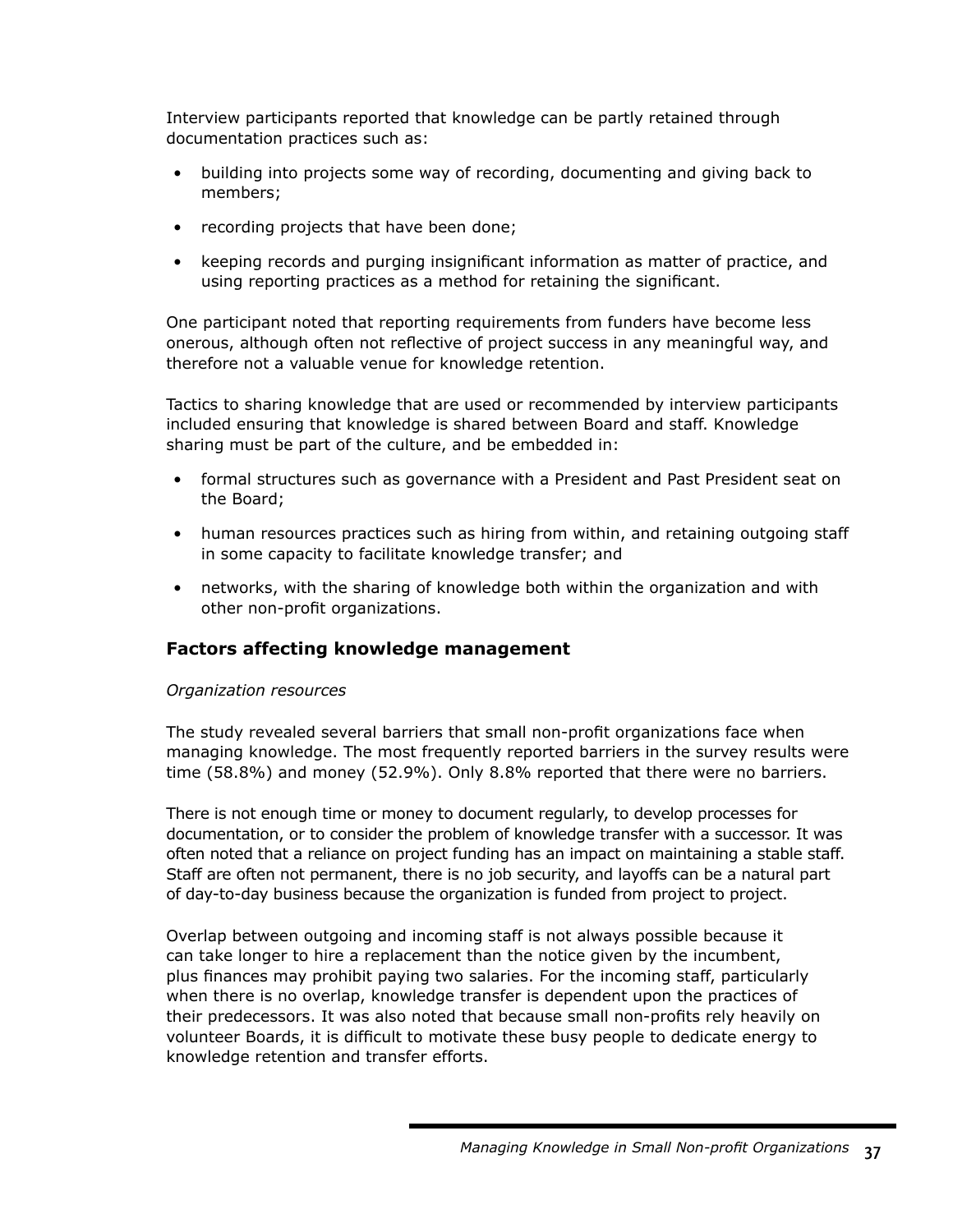Interview participants reported that knowledge can be partly retained through documentation practices such as:

- building into projects some way of recording, documenting and giving back to members;
- recording projects that have been done;
- keeping records and purging insignificant information as matter of practice, and using reporting practices as a method for retaining the significant.

One participant noted that reporting requirements from funders have become less onerous, although often not reflective of project success in any meaningful way, and therefore not a valuable venue for knowledge retention.

Tactics to sharing knowledge that are used or recommended by interview participants included ensuring that knowledge is shared between Board and staff. Knowledge sharing must be part of the culture, and be embedded in:

- formal structures such as governance with a President and Past President seat on the Board;
- human resources practices such as hiring from within, and retaining outgoing staff in some capacity to facilitate knowledge transfer; and
- networks, with the sharing of knowledge both within the organization and with other non-profit organizations.

### Factors affecting knowledge management

*Organization resources*

The study revealed several barriers that small non-profit organizations face when managing knowledge. The most frequently reported barriers in the survey results were time (58.8%) and money (52.9%). Only 8.8% reported that there were no barriers.

There is not enough time or money to document regularly, to develop processes for documentation, or to consider the problem of knowledge transfer with a successor. It was often noted that a reliance on project funding has an impact on maintaining a stable staff. Staff are often not permanent, there is no job security, and layoffs can be a natural part of day-to-day business because the organization is funded from project to project.

Overlap between outgoing and incoming staff is not always possible because it can take longer to hire a replacement than the notice given by the incumbent, plus finances may prohibit paying two salaries. For the incoming staff, particularly when there is no overlap, knowledge transfer is dependent upon the practices of their predecessors. It was also noted that because small non-profits rely heavily on volunteer Boards, it is difficult to motivate these busy people to dedicate energy to knowledge retention and transfer efforts.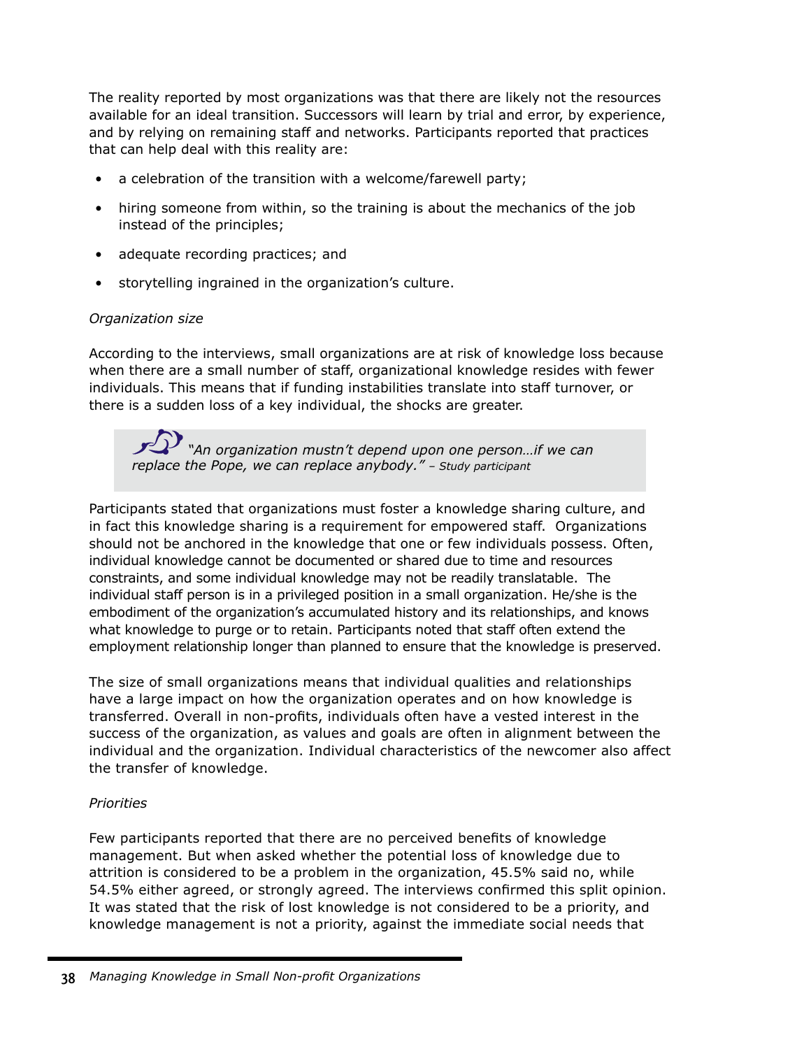The reality reported by most organizations was that there are likely not the resources available for an ideal transition. Successors will learn by trial and error, by experience, and by relying on remaining staff and networks. Participants reported that practices that can help deal with this reality are:

- a celebration of the transition with a welcome/farewell party;
- hiring someone from within, so the training is about the mechanics of the job instead of the principles;
- adequate recording practices; and
- storytelling ingrained in the organization's culture.

*Organization size*

According to the interviews, small organizations are at risk of knowledge loss because when there are a small number of staff, organizational knowledge resides with fewer individuals. This means that if funding instabilities translate into staff turnover, or there is a sudden loss of a key individual, the shocks are greater.

> *"An organization mustn't depend upon one person…if we can replace the Pope, we can replace anybody."* – *Study participant*

Participants stated that organizations must foster a knowledge sharing culture, and in fact this knowledge sharing is a requirement for empowered staff. Organizations should not be anchored in the knowledge that one or few individuals possess. Often, individual knowledge cannot be documented or shared due to time and resources constraints, and some individual knowledge may not be readily translatable. The individual staff person is in a privileged position in a small organization. He/she is the embodiment of the organization's accumulated history and its relationships, and knows what knowledge to purge or to retain. Participants noted that staff often extend the employment relationship longer than planned to ensure that the knowledge is preserved.

The size of small organizations means that individual qualities and relationships have a large impact on how the organization operates and on how knowledge is transferred. Overall in non-profits, individuals often have a vested interest in the success of the organization, as values and goals are often in alignment between the individual and the organization. Individual characteristics of the newcomer also affect the transfer of knowledge.

*Priorities*

Few participants reported that there are no perceived benefits of knowledge management. But when asked whether the potential loss of knowledge due to attrition is considered to be a problem in the organization, 45.5% said no, while 54.5% either agreed, or strongly agreed. The interviews confirmed this split opinion. It was stated that the risk of lost knowledge is not considered to be a priority, and knowledge management is not a priority, against the immediate social needs that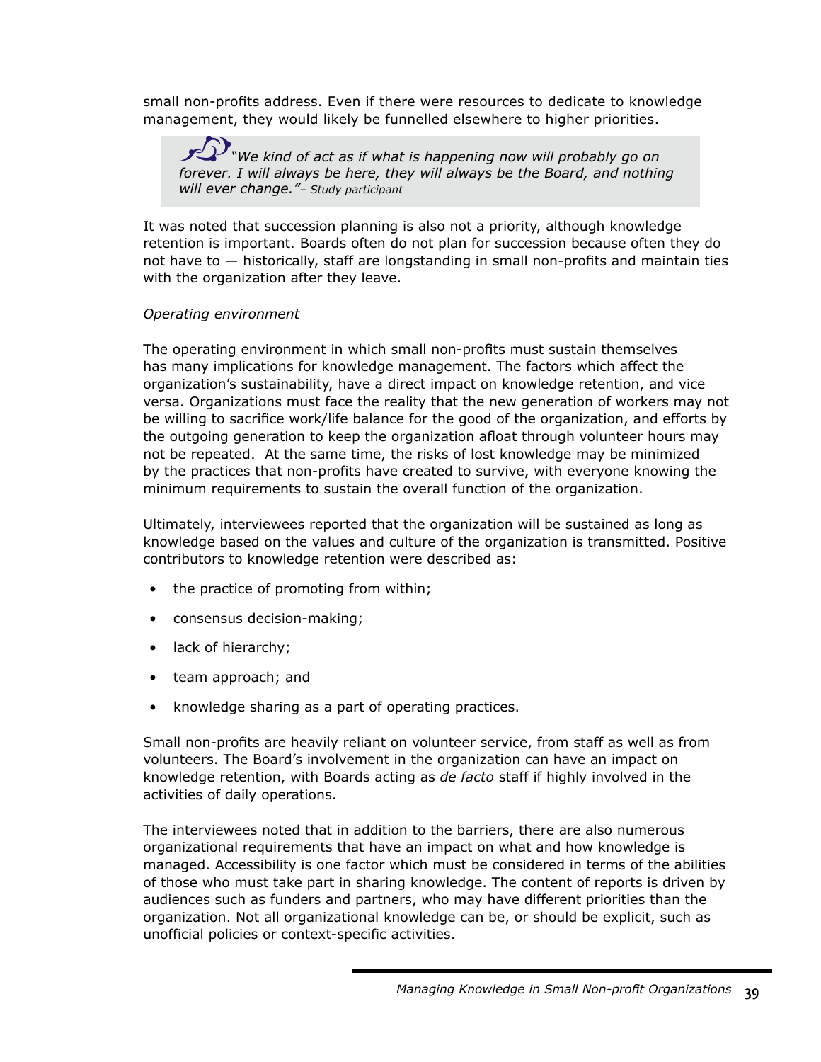small non-profits address. Even if there were resources to dedicate to knowledge management, they would likely be funnelled elsewhere to higher priorities.

> *"We kind of act as if what is happening now will probably go on forever. I will always be here, they will always be the Board, and nothing will ever change."– Study participant*

It was noted that succession planning is also not a priority, although knowledge retention is important. Boards often do not plan for succession because often they do not have to — historically, staff are longstanding in small non-profits and maintain ties with the organization after they leave.

*Operating environment*

The operating environment in which small non-profits must sustain themselves has many implications for knowledge management. The factors which affect the organization's sustainability, have a direct impact on knowledge retention, and vice versa. Organizations must face the reality that the new generation of workers may not be willing to sacrifice work/life balance for the good of the organization, and efforts by the outgoing generation to keep the organization afloat through volunteer hours may not be repeated. At the same time, the risks of lost knowledge may be minimized by the practices that non-profits have created to survive, with everyone knowing the minimum requirements to sustain the overall function of the organization.

Ultimately, interviewees reported that the organization will be sustained as long as knowledge based on the values and culture of the organization is transmitted. Positive contributors to knowledge retention were described as:

- the practice of promoting from within;
- consensus decision-making;
- lack of hierarchy;
- team approach; and
- knowledge sharing as a part of operating practices.

Small non-profits are heavily reliant on volunteer service, from staff as well as from volunteers. The Board's involvement in the organization can have an impact on knowledge retention, with Boards acting as *de facto* staff if highly involved in the activities of daily operations.

The interviewees noted that in addition to the barriers, there are also numerous organizational requirements that have an impact on what and how knowledge is managed. Accessibility is one factor which must be considered in terms of the abilities of those who must take part in sharing knowledge. The content of reports is driven by audiences such as funders and partners, who may have different priorities than the organization. Not all organizational knowledge can be, or should be explicit, such as unofficial policies or context-specific activities.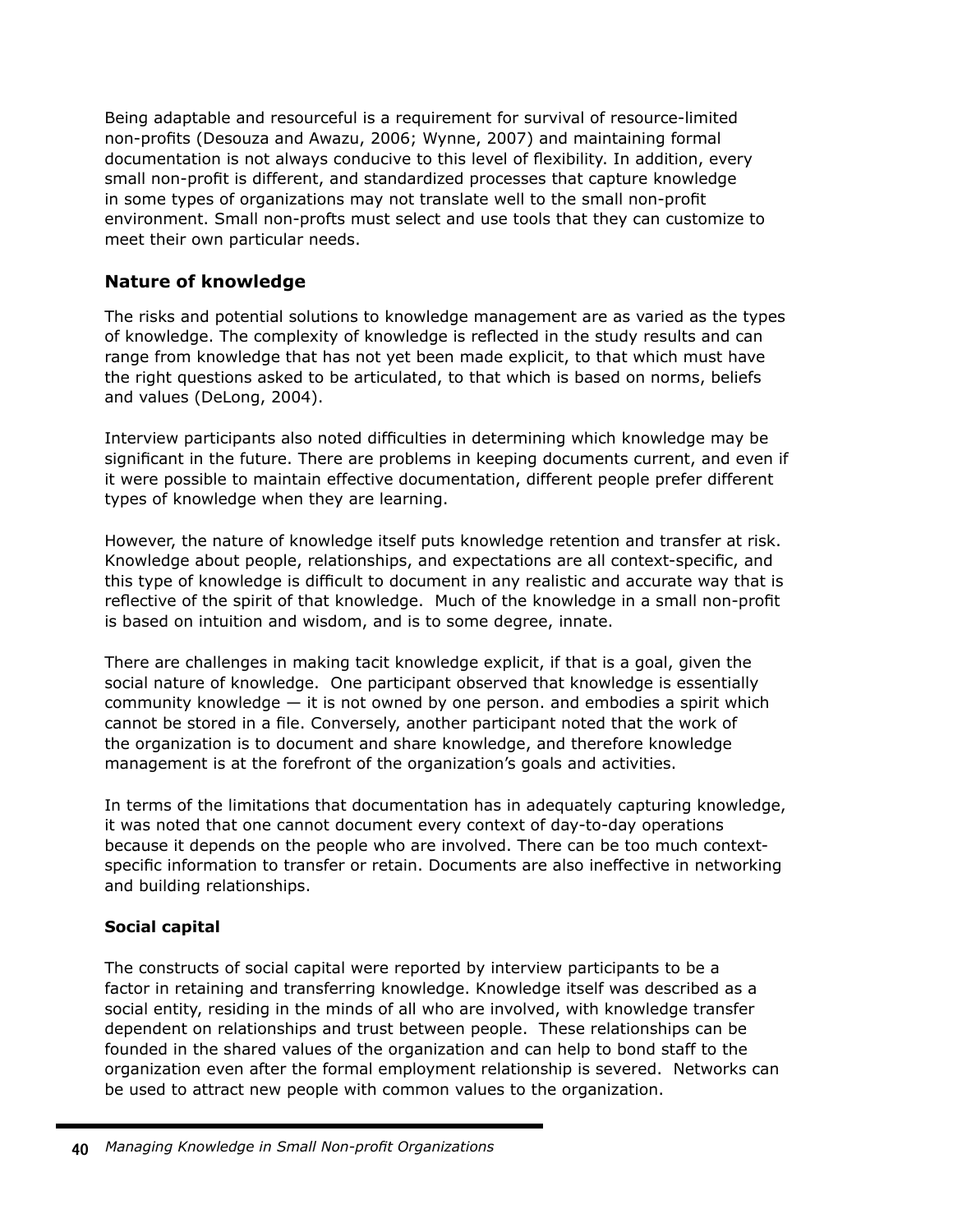Being adaptable and resourceful is a requirement for survival of resource-limited non-profits (Desouza and Awazu, 2006; Wynne, 2007) and maintaining formal documentation is not always conducive to this level of flexibility. In addition, every small non-profit is different, and standardized processes that capture knowledge in some types of organizations may not translate well to the small non-profit environment. Small non-profts must select and use tools that they can customize to meet their own particular needs.

## Nature of knowledge

The risks and potential solutions to knowledge management are as varied as the types of knowledge. The complexity of knowledge is reflected in the study results and can range from knowledge that has not yet been made explicit, to that which must have the right questions asked to be articulated, to that which is based on norms, beliefs and values (DeLong, 2004).

Interview participants also noted difficulties in determining which knowledge may be significant in the future. There are problems in keeping documents current, and even if it were possible to maintain effective documentation, different people prefer different types of knowledge when they are learning.

However, the nature of knowledge itself puts knowledge retention and transfer at risk. Knowledge about people, relationships, and expectations are all context-specific, and this type of knowledge is difficult to document in any realistic and accurate way that is reflective of the spirit of that knowledge. Much of the knowledge in a small non-profit is based on intuition and wisdom, and is to some degree, innate.

There are challenges in making tacit knowledge explicit, if that is a goal, given the social nature of knowledge. One participant observed that knowledge is essentially community knowledge — it is not owned by one person. and embodies a spirit which cannot be stored in a file. Conversely, another participant noted that the work of the organization is to document and share knowledge, and therefore knowledge management is at the forefront of the organization's goals and activities.

In terms of the limitations that documentation has in adequately capturing knowledge, it was noted that one cannot document every context of day-to-day operations because it depends on the people who are involved. There can be too much context-specific information to transfer or retain. Documents are also ineffective in networking and building relationships.

### Social capital

The constructs of social capital were reported by interview participants to be a factor in retaining and transferring knowledge. Knowledge itself was described as a social entity, residing in the minds of all who are involved, with knowledge transfer dependent on relationships and trust between people. These relationships can be founded in the shared values of the organization and can help to bond staff to the organization even after the formal employment relationship is severed. Networks can be used to attract new people with common values to the organization.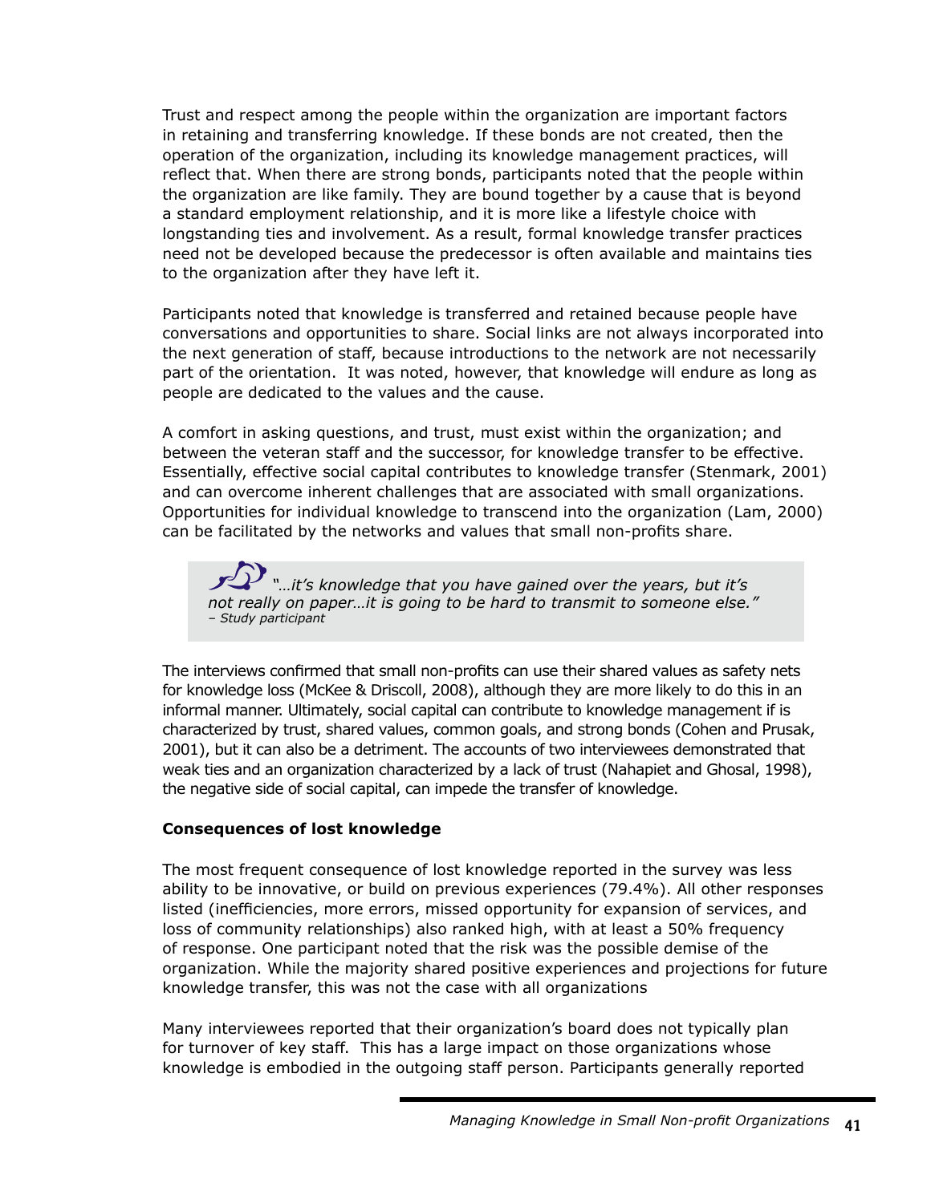Trust and respect among the people within the organization are important factors in retaining and transferring knowledge. If these bonds are not created, then the operation of the organization, including its knowledge management practices, will reflect that. When there are strong bonds, participants noted that the people within the organization are like family. They are bound together by a cause that is beyond a standard employment relationship, and it is more like a lifestyle choice with longstanding ties and involvement. As a result, formal knowledge transfer practices need not be developed because the predecessor is often available and maintains ties to the organization after they have left it.

Participants noted that knowledge is transferred and retained because people have conversations and opportunities to share. Social links are not always incorporated into the next generation of staff, because introductions to the network are not necessarily part of the orientation. It was noted, however, that knowledge will endure as long as people are dedicated to the values and the cause.

A comfort in asking questions, and trust, must exist within the organization; and between the veteran staff and the successor, for knowledge transfer to be effective. Essentially, effective social capital contributes to knowledge transfer (Stenmark, 2001) and can overcome inherent challenges that are associated with small organizations. Opportunities for individual knowledge to transcend into the organization (Lam, 2000) can be facilitated by the networks and values that small non-profits share.

> *"…it's knowledge that you have gained over the years, but it's not really on paper…it is going to be hard to transmit to someone else."*
> *– Study participant*

The interviews confirmed that small non-profits can use their shared values as safety nets for knowledge loss (McKee & Driscoll, 2008), although they are more likely to do this in an informal manner. Ultimately, social capital can contribute to knowledge management if is characterized by trust, shared values, common goals, and strong bonds (Cohen and Prusak, 2001), but it can also be a detriment. The accounts of two interviewees demonstrated that weak ties and an organization characterized by a lack of trust (Nahapiet and Ghosal, 1998), the negative side of social capital, can impede the transfer of knowledge.

**Consequences of lost knowledge**

The most frequent consequence of lost knowledge reported in the survey was less ability to be innovative, or build on previous experiences (79.4%). All other responses listed (inefficiencies, more errors, missed opportunity for expansion of services, and loss of community relationships) also ranked high, with at least a 50% frequency of response. One participant noted that the risk was the possible demise of the organization. While the majority shared positive experiences and projections for future knowledge transfer, this was not the case with all organizations

Many interviewees reported that their organization's board does not typically plan for turnover of key staff. This has a large impact on those organizations whose knowledge is embodied in the outgoing staff person. Participants generally reported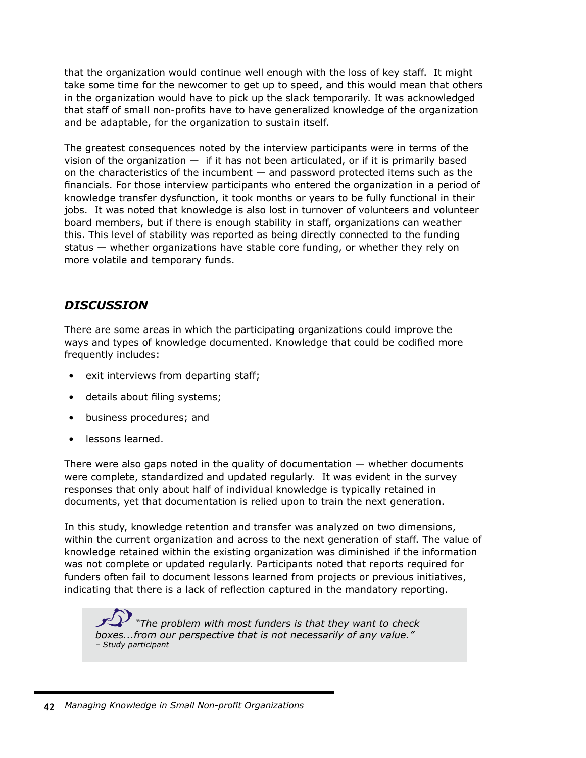that the organization would continue well enough with the loss of key staff. It might take some time for the newcomer to get up to speed, and this would mean that others in the organization would have to pick up the slack temporarily. It was acknowledged that staff of small non-profits have to have generalized knowledge of the organization and be adaptable, for the organization to sustain itself.

The greatest consequences noted by the interview participants were in terms of the vision of the organization — if it has not been articulated, or if it is primarily based on the characteristics of the incumbent — and password protected items such as the financials. For those interview participants who entered the organization in a period of knowledge transfer dysfunction, it took months or years to be fully functional in their jobs. It was noted that knowledge is also lost in turnover of volunteers and volunteer board members, but if there is enough stability in staff, organizations can weather this. This level of stability was reported as being directly connected to the funding status — whether organizations have stable core funding, or whether they rely on more volatile and temporary funds.

## *DISCUSSION*

There are some areas in which the participating organizations could improve the ways and types of knowledge documented. Knowledge that could be codified more frequently includes:

- exit interviews from departing staff;
- details about filing systems;
- business procedures; and
- lessons learned.

There were also gaps noted in the quality of documentation — whether documents were complete, standardized and updated regularly. It was evident in the survey responses that only about half of individual knowledge is typically retained in documents, yet that documentation is relied upon to train the next generation.

In this study, knowledge retention and transfer was analyzed on two dimensions, within the current organization and across to the next generation of staff. The value of knowledge retained within the existing organization was diminished if the information was not complete or updated regularly. Participants noted that reports required for funders often fail to document lessons learned from projects or previous initiatives, indicating that there is a lack of reflection captured in the mandatory reporting.

> *"The problem with most funders is that they want to check boxes...from our perspective that is not necessarily of any value."*
> *– Study participant*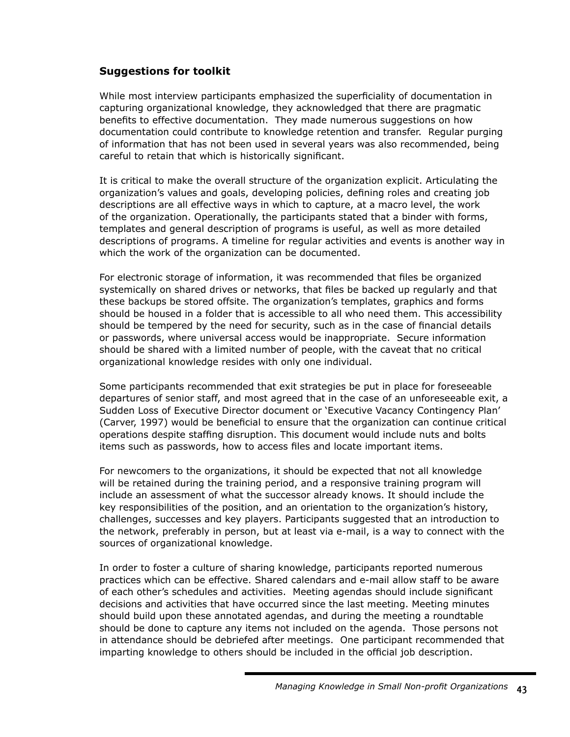### Suggestions for toolkit

While most interview participants emphasized the superficiality of documentation in capturing organizational knowledge, they acknowledged that there are pragmatic benefits to effective documentation. They made numerous suggestions on how documentation could contribute to knowledge retention and transfer. Regular purging of information that has not been used in several years was also recommended, being careful to retain that which is historically significant.

It is critical to make the overall structure of the organization explicit. Articulating the organization's values and goals, developing policies, defining roles and creating job descriptions are all effective ways in which to capture, at a macro level, the work of the organization. Operationally, the participants stated that a binder with forms, templates and general description of programs is useful, as well as more detailed descriptions of programs. A timeline for regular activities and events is another way in which the work of the organization can be documented.

For electronic storage of information, it was recommended that files be organized systemically on shared drives or networks, that files be backed up regularly and that these backups be stored offsite. The organization's templates, graphics and forms should be housed in a folder that is accessible to all who need them. This accessibility should be tempered by the need for security, such as in the case of financial details or passwords, where universal access would be inappropriate. Secure information should be shared with a limited number of people, with the caveat that no critical organizational knowledge resides with only one individual.

Some participants recommended that exit strategies be put in place for foreseeable departures of senior staff, and most agreed that in the case of an unforeseeable exit, a Sudden Loss of Executive Director document or 'Executive Vacancy Contingency Plan' (Carver, 1997) would be beneficial to ensure that the organization can continue critical operations despite staffing disruption. This document would include nuts and bolts items such as passwords, how to access files and locate important items.

For newcomers to the organizations, it should be expected that not all knowledge will be retained during the training period, and a responsive training program will include an assessment of what the successor already knows. It should include the key responsibilities of the position, and an orientation to the organization's history, challenges, successes and key players. Participants suggested that an introduction to the network, preferably in person, but at least via e-mail, is a way to connect with the sources of organizational knowledge.

In order to foster a culture of sharing knowledge, participants reported numerous practices which can be effective. Shared calendars and e-mail allow staff to be aware of each other's schedules and activities. Meeting agendas should include significant decisions and activities that have occurred since the last meeting. Meeting minutes should build upon these annotated agendas, and during the meeting a roundtable should be done to capture any items not included on the agenda. Those persons not in attendance should be debriefed after meetings. One participant recommended that imparting knowledge to others should be included in the official job description.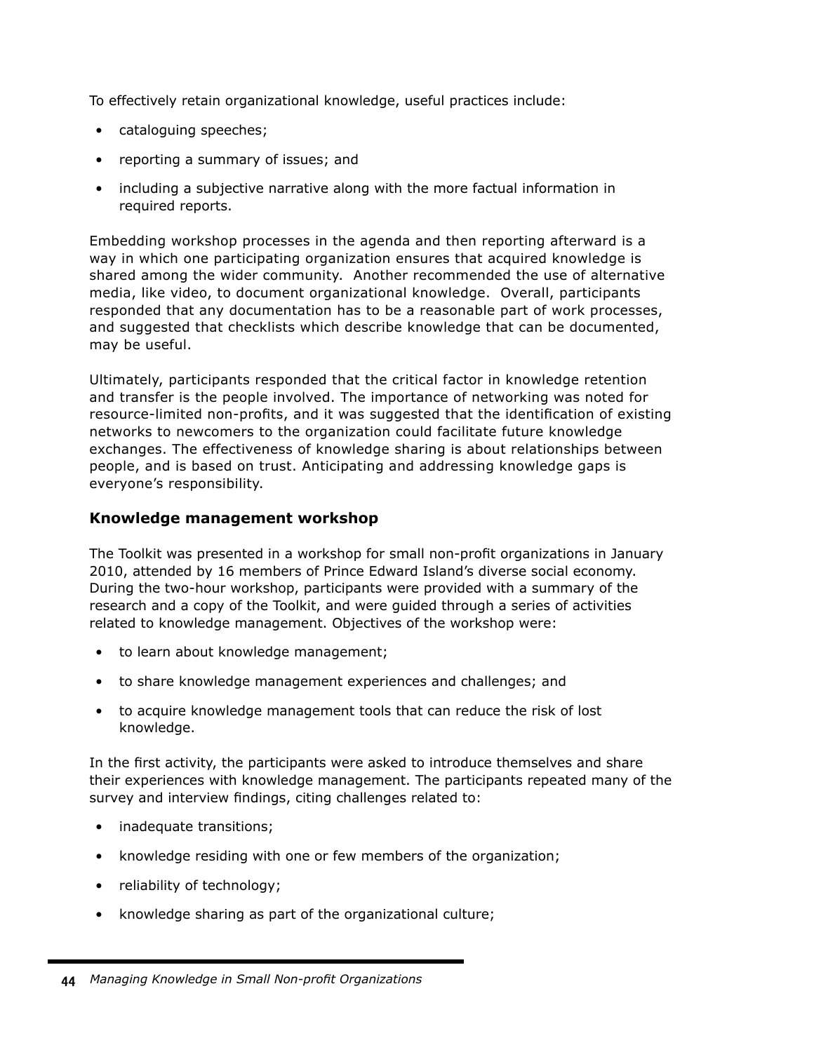To effectively retain organizational knowledge, useful practices include:

- cataloguing speeches;
- reporting a summary of issues; and
- including a subjective narrative along with the more factual information in required reports.

Embedding workshop processes in the agenda and then reporting afterward is a way in which one participating organization ensures that acquired knowledge is shared among the wider community. Another recommended the use of alternative media, like video, to document organizational knowledge. Overall, participants responded that any documentation has to be a reasonable part of work processes, and suggested that checklists which describe knowledge that can be documented, may be useful.

Ultimately, participants responded that the critical factor in knowledge retention and transfer is the people involved. The importance of networking was noted for resource-limited non-profits, and it was suggested that the identification of existing networks to newcomers to the organization could facilitate future knowledge exchanges. The effectiveness of knowledge sharing is about relationships between people, and is based on trust. Anticipating and addressing knowledge gaps is everyone's responsibility.

### Knowledge management workshop

The Toolkit was presented in a workshop for small non-profit organizations in January 2010, attended by 16 members of Prince Edward Island's diverse social economy. During the two-hour workshop, participants were provided with a summary of the research and a copy of the Toolkit, and were guided through a series of activities related to knowledge management. Objectives of the workshop were:

- to learn about knowledge management;
- to share knowledge management experiences and challenges; and
- to acquire knowledge management tools that can reduce the risk of lost knowledge.

In the first activity, the participants were asked to introduce themselves and share their experiences with knowledge management. The participants repeated many of the survey and interview findings, citing challenges related to:

- inadequate transitions;
- knowledge residing with one or few members of the organization;
- reliability of technology;
- knowledge sharing as part of the organizational culture;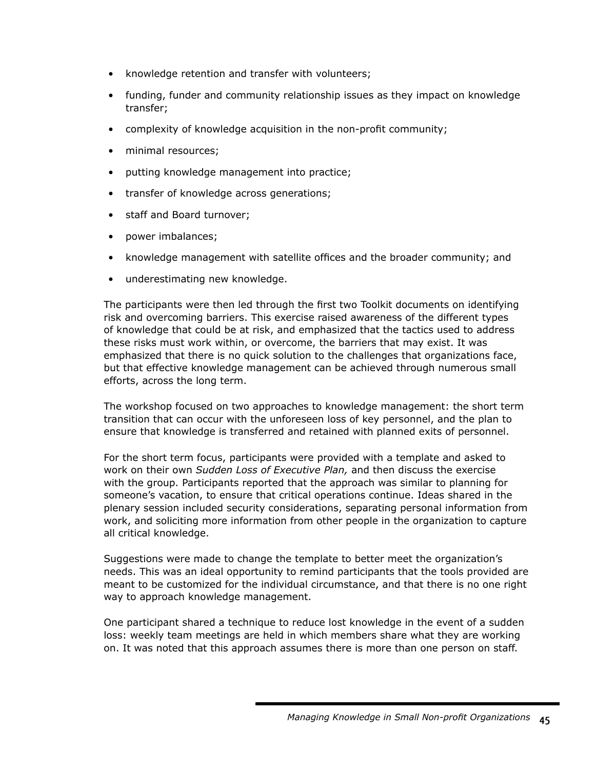- knowledge retention and transfer with volunteers;
- funding, funder and community relationship issues as they impact on knowledge transfer;
- complexity of knowledge acquisition in the non-profit community;
- minimal resources;
- putting knowledge management into practice;
- transfer of knowledge across generations;
- staff and Board turnover;
- power imbalances;
- knowledge management with satellite offices and the broader community; and
- underestimating new knowledge.

The participants were then led through the first two Toolkit documents on identifying risk and overcoming barriers. This exercise raised awareness of the different types of knowledge that could be at risk, and emphasized that the tactics used to address these risks must work within, or overcome, the barriers that may exist. It was emphasized that there is no quick solution to the challenges that organizations face, but that effective knowledge management can be achieved through numerous small efforts, across the long term.

The workshop focused on two approaches to knowledge management: the short term transition that can occur with the unforeseen loss of key personnel, and the plan to ensure that knowledge is transferred and retained with planned exits of personnel.

For the short term focus, participants were provided with a template and asked to work on their own *Sudden Loss of Executive Plan,* and then discuss the exercise with the group. Participants reported that the approach was similar to planning for someone's vacation, to ensure that critical operations continue. Ideas shared in the plenary session included security considerations, separating personal information from work, and soliciting more information from other people in the organization to capture all critical knowledge.

Suggestions were made to change the template to better meet the organization's needs. This was an ideal opportunity to remind participants that the tools provided are meant to be customized for the individual circumstance, and that there is no one right way to approach knowledge management.

One participant shared a technique to reduce lost knowledge in the event of a sudden loss: weekly team meetings are held in which members share what they are working on. It was noted that this approach assumes there is more than one person on staff.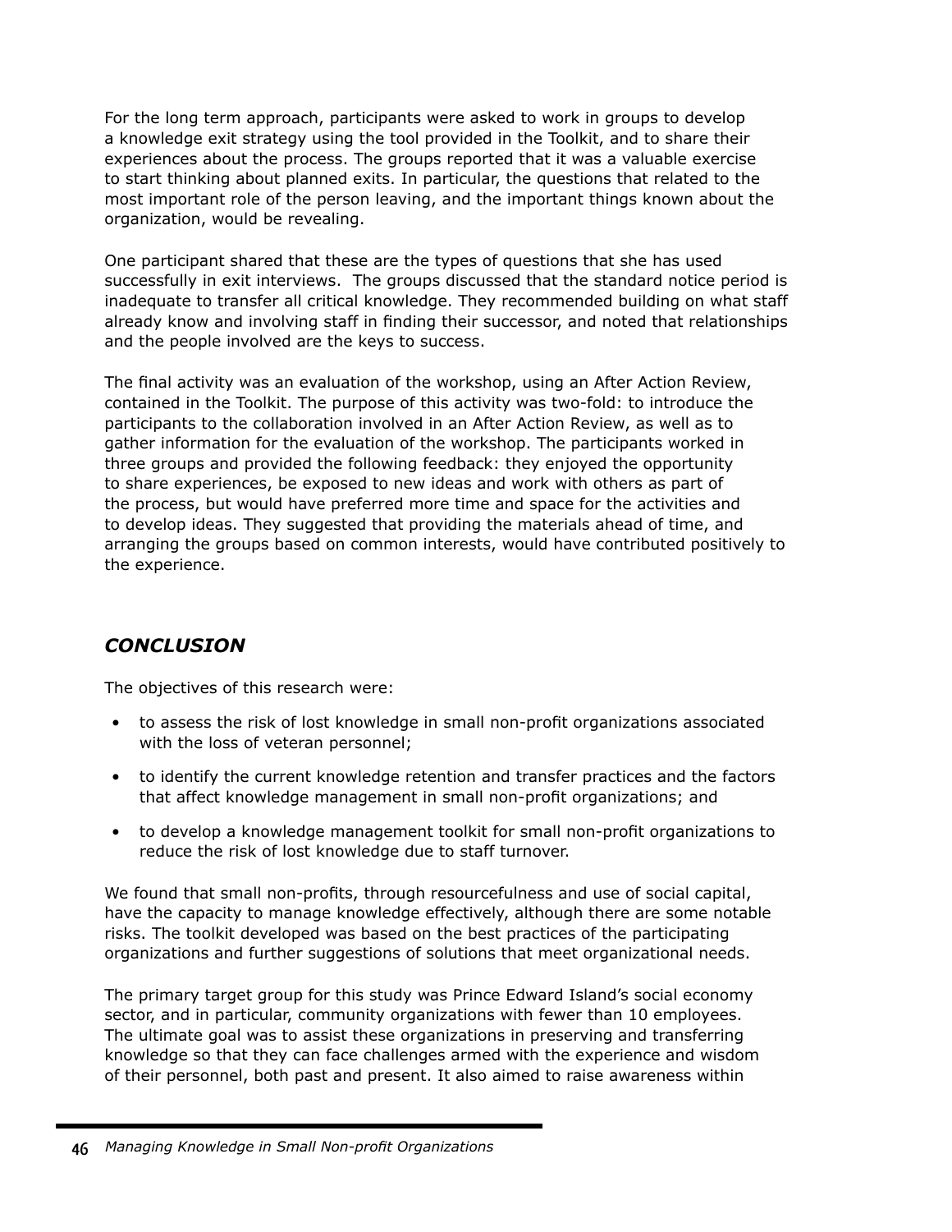For the long term approach, participants were asked to work in groups to develop a knowledge exit strategy using the tool provided in the Toolkit, and to share their experiences about the process. The groups reported that it was a valuable exercise to start thinking about planned exits. In particular, the questions that related to the most important role of the person leaving, and the important things known about the organization, would be revealing.

One participant shared that these are the types of questions that she has used successfully in exit interviews. The groups discussed that the standard notice period is inadequate to transfer all critical knowledge. They recommended building on what staff already know and involving staff in finding their successor, and noted that relationships and the people involved are the keys to success.

The final activity was an evaluation of the workshop, using an After Action Review, contained in the Toolkit. The purpose of this activity was two-fold: to introduce the participants to the collaboration involved in an After Action Review, as well as to gather information for the evaluation of the workshop. The participants worked in three groups and provided the following feedback: they enjoyed the opportunity to share experiences, be exposed to new ideas and work with others as part of the process, but would have preferred more time and space for the activities and to develop ideas. They suggested that providing the materials ahead of time, and arranging the groups based on common interests, would have contributed positively to the experience.

## *CONCLUSION*

The objectives of this research were:

- to assess the risk of lost knowledge in small non-profit organizations associated with the loss of veteran personnel;
- to identify the current knowledge retention and transfer practices and the factors that affect knowledge management in small non-profit organizations; and
- to develop a knowledge management toolkit for small non-profit organizations to reduce the risk of lost knowledge due to staff turnover.

We found that small non-profits, through resourcefulness and use of social capital, have the capacity to manage knowledge effectively, although there are some notable risks. The toolkit developed was based on the best practices of the participating organizations and further suggestions of solutions that meet organizational needs.

The primary target group for this study was Prince Edward Island's social economy sector, and in particular, community organizations with fewer than 10 employees. The ultimate goal was to assist these organizations in preserving and transferring knowledge so that they can face challenges armed with the experience and wisdom of their personnel, both past and present. It also aimed to raise awareness within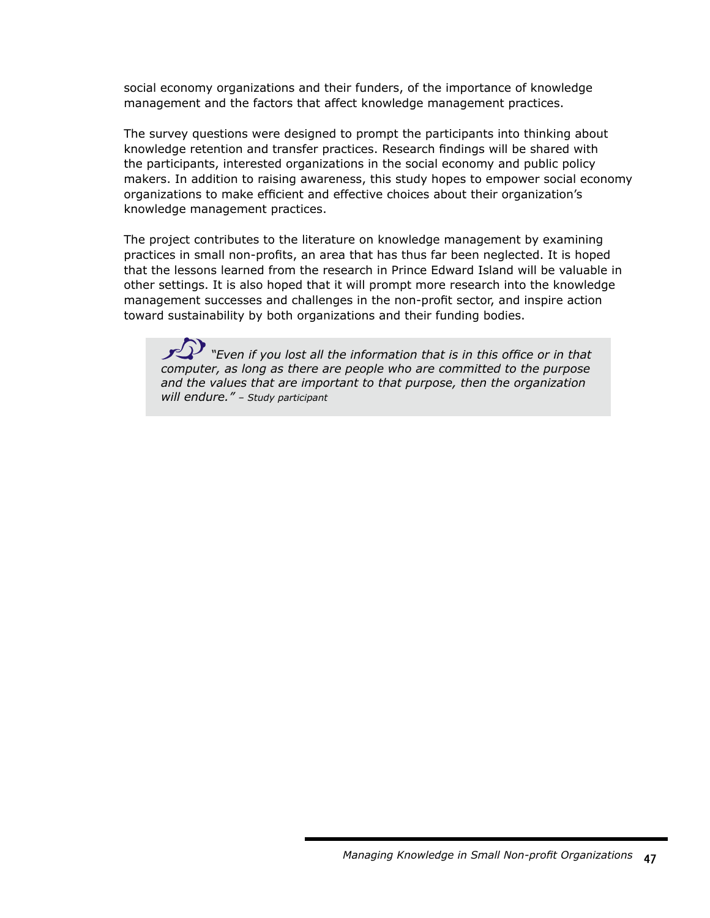social economy organizations and their funders, of the importance of knowledge management and the factors that affect knowledge management practices.

The survey questions were designed to prompt the participants into thinking about knowledge retention and transfer practices. Research findings will be shared with the participants, interested organizations in the social economy and public policy makers. In addition to raising awareness, this study hopes to empower social economy organizations to make efficient and effective choices about their organization's knowledge management practices.

The project contributes to the literature on knowledge management by examining practices in small non-profits, an area that has thus far been neglected. It is hoped that the lessons learned from the research in Prince Edward Island will be valuable in other settings. It is also hoped that it will prompt more research into the knowledge management successes and challenges in the non-profit sector, and inspire action toward sustainability by both organizations and their funding bodies.

> *"Even if you lost all the information that is in this office or in that computer, as long as there are people who are committed to the purpose and the values that are important to that purpose, then the organization will endure." – Study participant*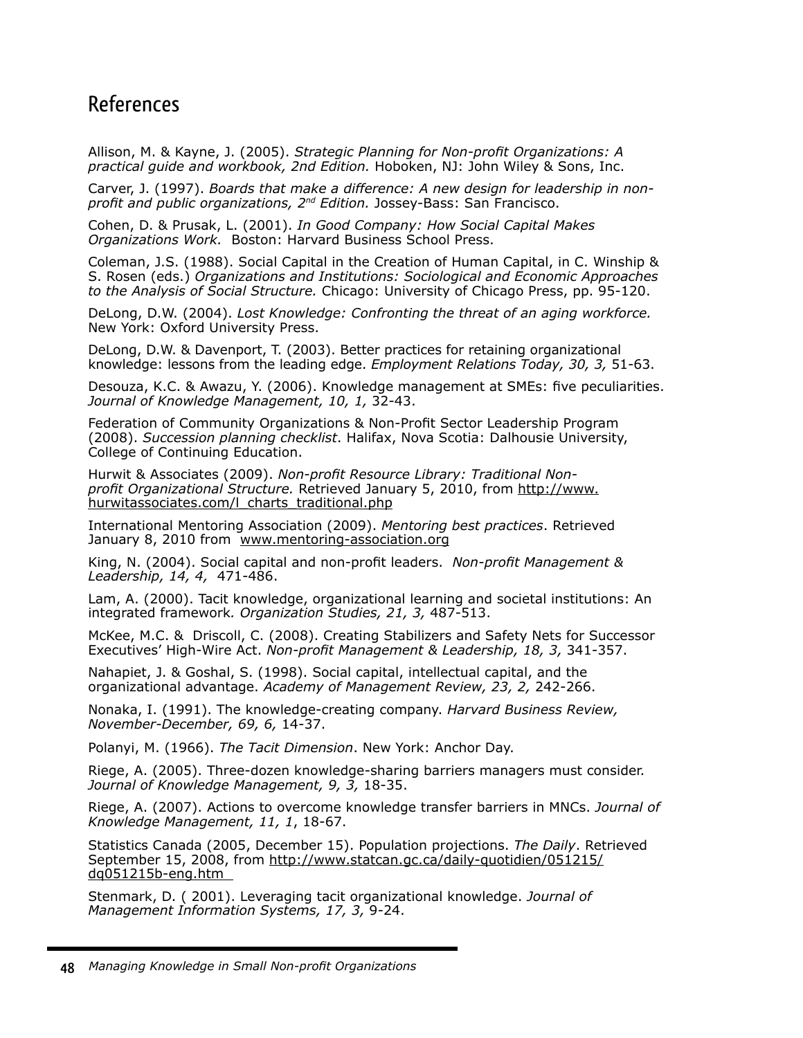## References

Allison, M. & Kayne, J. (2005). *Strategic Planning for Non-profit Organizations: A practical guide and workbook, 2nd Edition.* Hoboken, NJ: John Wiley & Sons, Inc.

Carver, J. (1997). *Boards that make a difference: A new design for leadership in non-profit and public organizations, 2nd Edition.* Jossey-Bass: San Francisco.

Cohen, D. & Prusak, L. (2001). *In Good Company: How Social Capital Makes Organizations Work.* Boston: Harvard Business School Press.

Coleman, J.S. (1988). Social Capital in the Creation of Human Capital, in C. Winship & S. Rosen (eds.) *Organizations and Institutions: Sociological and Economic Approaches to the Analysis of Social Structure.* Chicago: University of Chicago Press, pp. 95-120.

DeLong, D.W. (2004). *Lost Knowledge: Confronting the threat of an aging workforce.* New York: Oxford University Press.

DeLong, D.W. & Davenport, T. (2003). Better practices for retaining organizational knowledge: lessons from the leading edge. *Employment Relations Today, 30, 3,* 51-63.

Desouza, K.C. & Awazu, Y. (2006). Knowledge management at SMEs: five peculiarities. *Journal of Knowledge Management, 10, 1,* 32-43.

Federation of Community Organizations & Non-Profit Sector Leadership Program (2008). *Succession planning checklist*. Halifax, Nova Scotia: Dalhousie University, College of Continuing Education.

Hurwit & Associates (2009). *Non-profit Resource Library: Traditional Non-profit Organizational Structure.* Retrieved January 5, 2010, from http://www.hurwitassociates.com/l_charts_traditional.php

International Mentoring Association (2009). *Mentoring best practices*. Retrieved January 8, 2010 from www.mentoring-association.org

King, N. (2004). Social capital and non-profit leaders. *Non-profit Management & Leadership, 14, 4,* 471-486.

Lam, A. (2000). Tacit knowledge, organizational learning and societal institutions: An integrated framework*. Organization Studies, 21, 3,* 487-513.

McKee, M.C. & Driscoll, C. (2008). Creating Stabilizers and Safety Nets for Successor Executives' High-Wire Act. *Non-profit Management & Leadership, 18, 3,* 341-357.

Nahapiet, J. & Goshal, S. (1998). Social capital, intellectual capital, and the organizational advantage. *Academy of Management Review, 23, 2,* 242-266.

Nonaka, I. (1991). The knowledge-creating company. *Harvard Business Review, November-December, 69, 6,* 14-37.

Polanyi, M. (1966). *The Tacit Dimension*. New York: Anchor Day.

Riege, A. (2005). Three-dozen knowledge-sharing barriers managers must consider. *Journal of Knowledge Management, 9, 3,* 18-35.

Riege, A. (2007). Actions to overcome knowledge transfer barriers in MNCs. *Journal of Knowledge Management, 11, 1*, 18-67.

Statistics Canada (2005, December 15). Population projections. *The Daily*. Retrieved September 15, 2008, from http://www.statcan.gc.ca/daily-quotidien/051215/dq051215b-eng.htm

Stenmark, D. ( 2001). Leveraging tacit organizational knowledge. *Journal of Management Information Systems, 17, 3,* 9-24.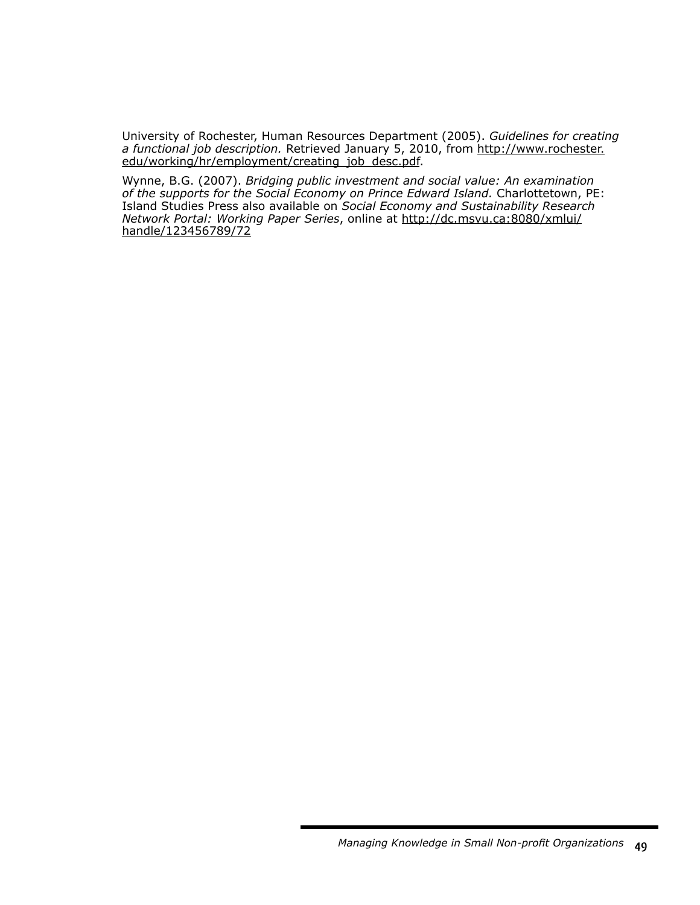University of Rochester, Human Resources Department (2005). *Guidelines for creating a functional job description.* Retrieved January 5, 2010, from http://www.rochester.edu/working/hr/employment/creating_job_desc.pdf.

Wynne, B.G. (2007). *Bridging public investment and social value: An examination of the supports for the Social Economy on Prince Edward Island.* Charlottetown, PE: Island Studies Press also available on *Social Economy and Sustainability Research Network Portal: Working Paper Series*, online at http://dc.msvu.ca:8080/xmlui/handle/123456789/72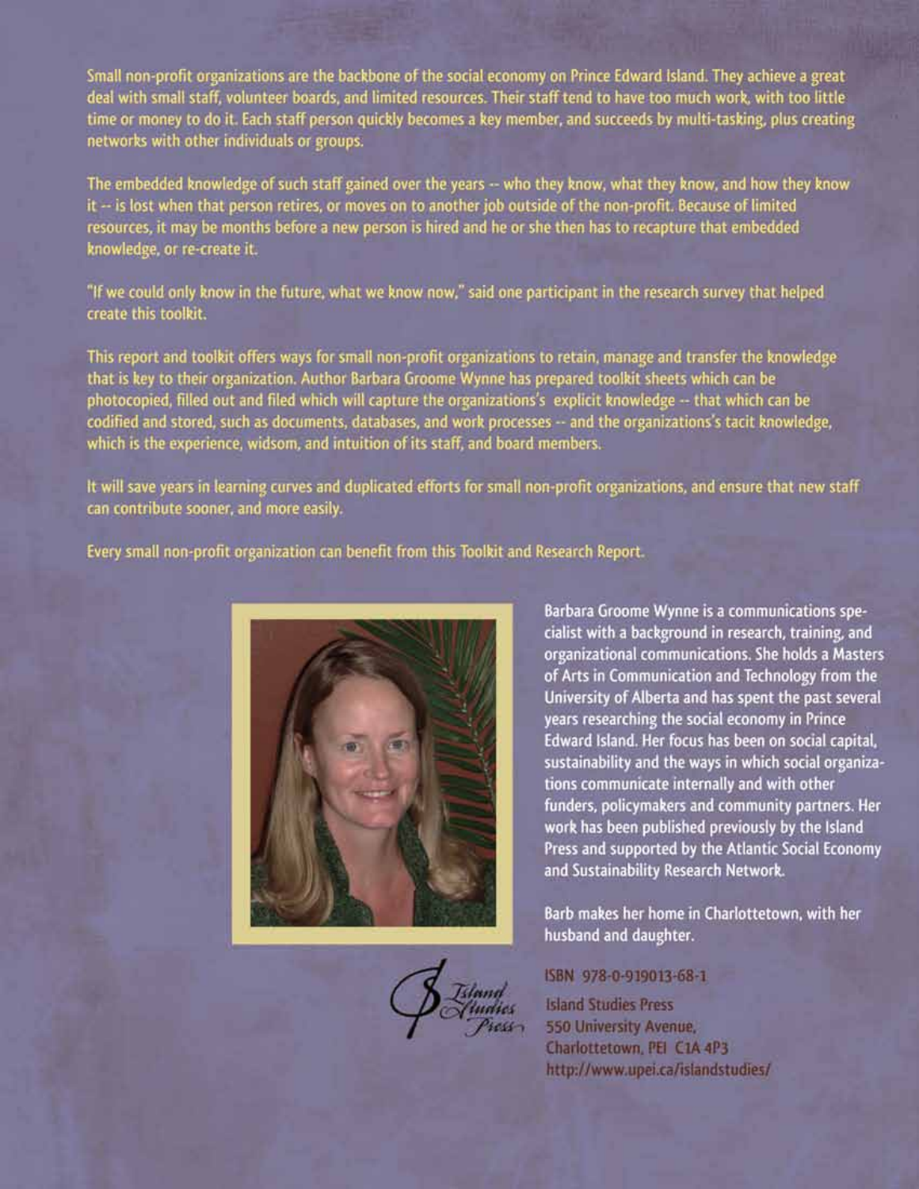Small non-profit organizations are the backbone of the social economy on Prince Edward Island. They achieve a great deal with small staff, volunteer boards, and limited resources. Their staff tend to have too much work, with too little time or money to do it. Each staff person quickly becomes a key member, and succeeds by multi-tasking, plus creating networks with other individuals or groups.

The embedded knowledge of such staff gained over the years -- who they know, what they know, and how they know it -- is lost when that person retires, or moves on to another job outside of the non-profit. Because of limited resources, it may be months before a new person is hired and he or she then has to recapture that embedded knowledge, or re-create it.

"If we could only know in the future, what we know now," said one participant in the research survey that helped create this toolkit.

This report and toolkit offers ways for small non-profit organizations to retain, manage and transfer the knowledge that is key to their organization. Author Barbara Groome Wynne has prepared toolkit sheets which can be photocopied, filled out and filed which will capture the organizations's explicit knowledge -- that which can be codified and stored, such as documents, databases, and work processes -- and the organizations's tacit knowledge, which is the experience, widsom, and intuition of its staff, and board members.

It will save years in learning curves and duplicated efforts for small non-profit organizations, and ensure that new staff can contribute sooner, and more easily.

Every small non-profit organization can benefit from this Toolkit and Research Report.

Barbara Groome Wynne is a communications specialist with a background in research, training, and organizational communications. She holds a Masters of Arts in Communication and Technology from the University of Alberta and has spent the past several years researching the social economy in Prince Edward Island. Her focus has been on social capital, sustainability and the ways in which social organizations communicate internally and with other funders, policymakers and community partners. Her work has been published previously by the Island Press and supported by the Atlantic Social Economy and Sustainability Research Network.

Barb makes her home in Charlottetown, with her husband and daughter.

ISBN 978-0-919013-68-1

Island Studies Press
550 University Avenue,
Charlottetown, PEI C1A 4P3
http://www.upei.ca/islandstudies/